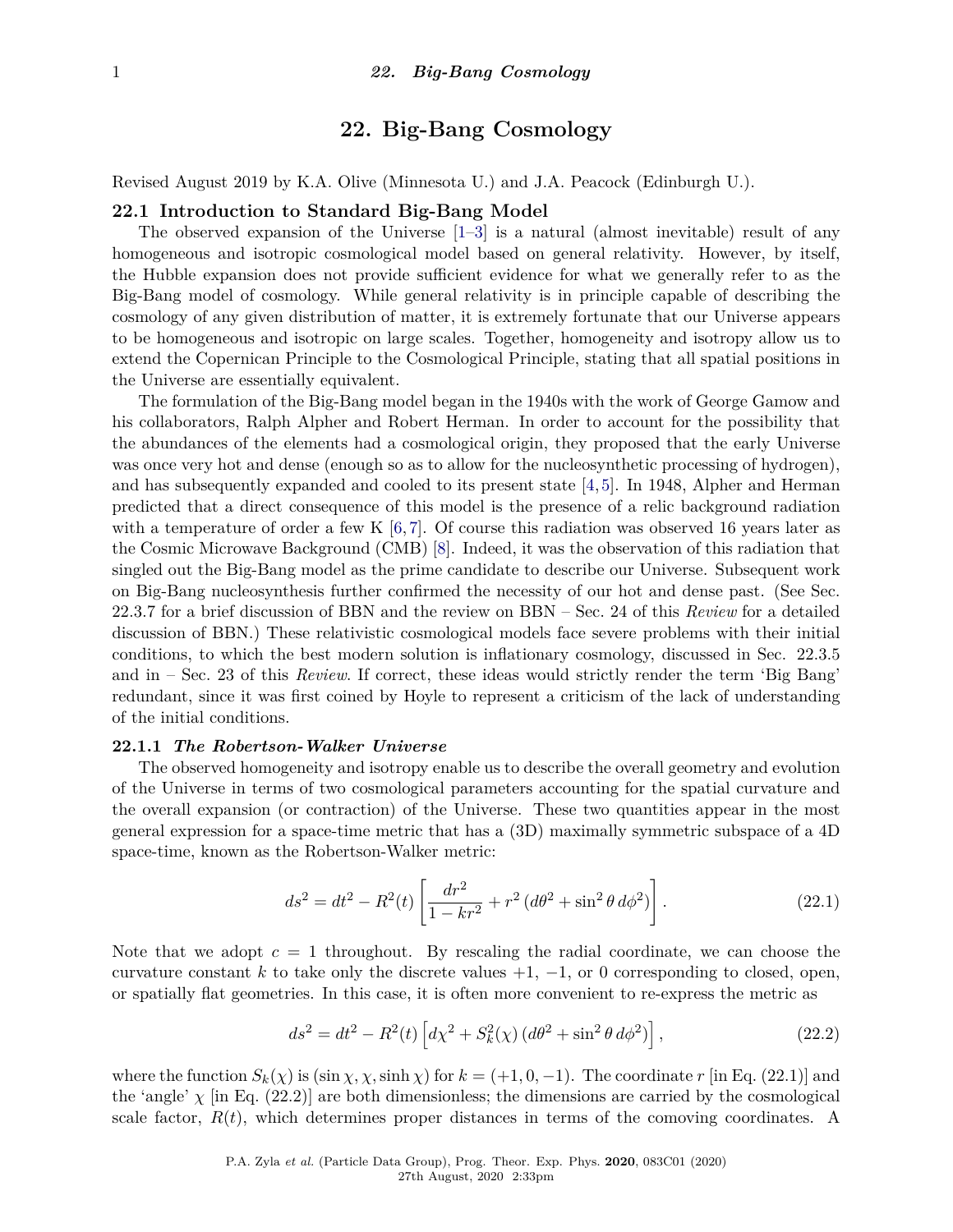# 22. Big-Bang Cosmology

Revised August 2019 by K.A. Olive (Minnesota U.) and J.A. Peacock (Edinburgh U.).

## 22.1 Introduction to Standard Big-Bang Model

The observed expansion of the Universe [1–3] is a natural (almost inevitable) result of any homogeneous and isotropic cosmological model based on general relativity. However, by itself, the Hubble expansion does not provide sufficient evidence for what we generally refer to as the Big-Bang model of cosmology. While general relativity is in principle capable of describing the cosmology of any given distribution of matter, it is extremely fortunate that our Universe appears to be homogeneous and isotropic on large scales. Together, homogeneity and isotropy allow us to extend the Copernican Principle to the Cosmological Principle, stating that all spatial positions in the Universe are essentially equivalent.

The formulation of the Big-Bang model began in the 1940s with the work of George Gamow and his collaborators, Ralph Alpher and Robert Herman. In order to account for the possibility that the abundances of the elements had a cosmological origin, they proposed that the early Universe was once very hot and dense (enough so as to allow for the nucleosynthetic processing of hydrogen), and has subsequently expanded and cooled to its present state [4,5]. In 1948, Alpher and Herman predicted that a direct consequence of this model is the presence of a relic background radiation with a temperature of order a few K [6,7]. Of course this radiation was observed 16 years later as the Cosmic Microwave Background (CMB) [8]. Indeed, it was the observation of this radiation that singled out the Big-Bang model as the prime candidate to describe our Universe. Subsequent work on Big-Bang nucleosynthesis further confirmed the necessity of our hot and dense past. (See Sec. 22.3.7 for a brief discussion of BBN and the review on BBN – Sec. 24 of this *Review* for a detailed discussion of BBN.) These relativistic cosmological models face severe problems with their initial conditions, to which the best modern solution is inflationary cosmology, discussed in Sec. 22.3.5 and in – Sec. 23 of this *Review*. If correct, these ideas would strictly render the term 'Big Bang' redundant, since it was first coined by Hoyle to represent a criticism of the lack of understanding of the initial conditions.

### 22.1.1 *The Robertson-Walker Universe*

The observed homogeneity and isotropy enable us to describe the overall geometry and evolution of the Universe in terms of two cosmological parameters accounting for the spatial curvature and the overall expansion (or contraction) of the Universe. These two quantities appear in the most general expression for a space-time metric that has a (3D) maximally symmetric subspace of a 4D space-time, known as the Robertson-Walker metric:

$$ds^2 = dt^2 - R^2(t)\left[\frac{dr^2}{1-kr^2} + r^2\left(d\theta^2 + \sin^2\theta\, d\phi^2\right)\right]. \tag{22.1}$$

Note that we adopt $c = 1$ throughout. By rescaling the radial coordinate, we can choose the curvature constant $k$ to take only the discrete values $+1$, $-1$, or 0 corresponding to closed, open, or spatially flat geometries. In this case, it is often more convenient to re-express the metric as

$$ds^2 = dt^2 - R^2(t)\left[d\chi^2 + S_k^2(\chi)\left(d\theta^2 + \sin^2\theta\, d\phi^2\right)\right], \tag{22.2}$$

where the function $S_k(\chi)$ is $(\sin\chi, \chi, \sinh\chi)$ for $k = (+1, 0, -1)$. The coordinate $r$ [in Eq. (22.1)] and the 'angle' $\chi$ [in Eq. (22.2)] are both dimensionless; the dimensions are carried by the cosmological scale factor, $R(t)$, which determines proper distances in terms of the comoving coordinates. A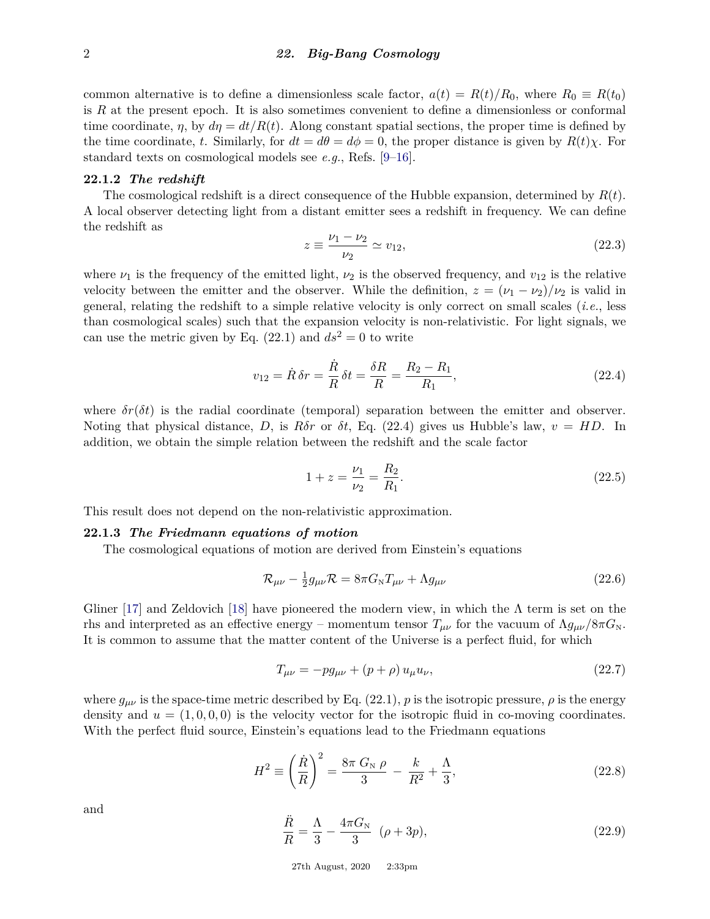common alternative is to define a dimensionless scale factor, $a(t) = R(t)/R_0$, where $R_0 \equiv R(t_0)$ is $R$ at the present epoch. It is also sometimes convenient to define a dimensionless or conformal time coordinate, $\eta$, by $d\eta = dt/R(t)$. Along constant spatial sections, the proper time is defined by the time coordinate, $t$. Similarly, for $dt = d\theta = d\phi = 0$, the proper distance is given by $R(t)\chi$. For standard texts on cosmological models see *e.g.*, Refs. [9–16].

### 22.1.2 *The redshift*

The cosmological redshift is a direct consequence of the Hubble expansion, determined by $R(t)$. A local observer detecting light from a distant emitter sees a redshift in frequency. We can define the redshift as

$$z \equiv \frac{\nu_1 - \nu_2}{\nu_2} \simeq v_{12}, \tag{22.3}$$

where $\nu_1$ is the frequency of the emitted light, $\nu_2$ is the observed frequency, and $v_{12}$ is the relative velocity between the emitter and the observer. While the definition, $z = (\nu_1 - \nu_2)/\nu_2$ is valid in general, relating the redshift to a simple relative velocity is only correct on small scales (*i.e.*, less than cosmological scales) such that the expansion velocity is non-relativistic. For light signals, we can use the metric given by Eq. (22.1) and $ds^2 = 0$ to write

$$v_{12} = \dot{R}\,\delta r = \frac{\dot{R}}{R}\,\delta t = \frac{\delta R}{R} = \frac{R_2 - R_1}{R_1}, \tag{22.4}$$

where $\delta r(\delta t)$ is the radial coordinate (temporal) separation between the emitter and observer. Noting that physical distance, $D$, is $R\delta r$ or $\delta t$, Eq. (22.4) gives us Hubble's law, $v = HD$. In addition, we obtain the simple relation between the redshift and the scale factor

$$1 + z = \frac{\nu_1}{\nu_2} = \frac{R_2}{R_1}. \tag{22.5}$$

This result does not depend on the non-relativistic approximation.

### 22.1.3 *The Friedmann equations of motion*

The cosmological equations of motion are derived from Einstein's equations

$$\mathcal{R}_{\mu\nu} - \tfrac{1}{2}g_{\mu\nu}\mathcal{R} = 8\pi G_{\rm N} T_{\mu\nu} + \Lambda g_{\mu\nu} \tag{22.6}$$

Gliner [17] and Zeldovich [18] have pioneered the modern view, in which the $\Lambda$ term is set on the rhs and interpreted as an effective energy – momentum tensor $T_{\mu\nu}$ for the vacuum of $\Lambda g_{\mu\nu}/8\pi G_{\rm N}$. It is common to assume that the matter content of the Universe is a perfect fluid, for which

$$T_{\mu\nu} = -p g_{\mu\nu} + (p + \rho)\, u_\mu u_\nu, \tag{22.7}$$

where $g_{\mu\nu}$ is the space-time metric described by Eq. (22.1), $p$ is the isotropic pressure, $\rho$ is the energy density and $u = (1, 0, 0, 0)$ is the velocity vector for the isotropic fluid in co-moving coordinates. With the perfect fluid source, Einstein's equations lead to the Friedmann equations

$$H^2 \equiv \left(\frac{\dot{R}}{R}\right)^2 = \frac{8\pi\, G_{\rm N}\, \rho}{3} - \frac{k}{R^2} + \frac{\Lambda}{3}, \tag{22.8}$$

and

$$\frac{\ddot{R}}{R} = \frac{\Lambda}{3} - \frac{4\pi G_{\rm N}}{3}\ (\rho + 3p), \tag{22.9}$$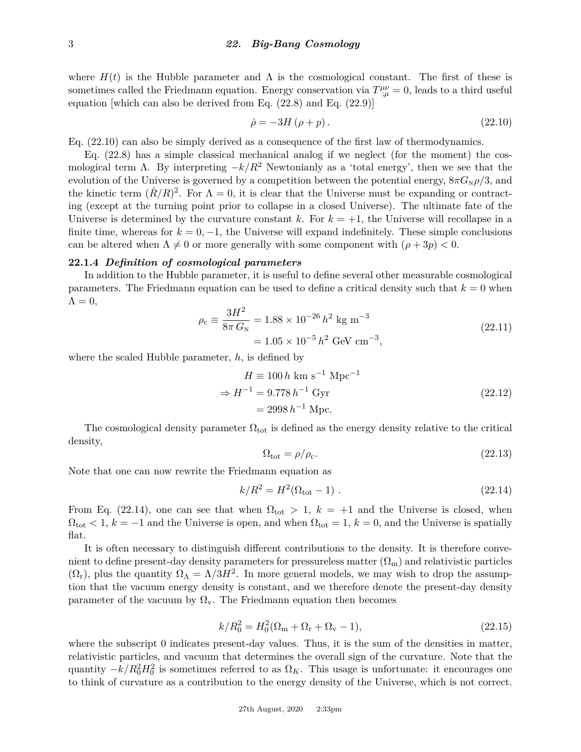where $H(t)$ is the Hubble parameter and $\Lambda$ is the cosmological constant. The first of these is sometimes called the Friedmann equation. Energy conservation via $T^{\mu\nu}_{;\mu} = 0$, leads to a third useful equation [which can also be derived from Eq. (22.8) and Eq. (22.9)]

$$\dot{\rho} = -3H\,(\rho + p)\,. \tag{22.10}$$

Eq. (22.10) can also be simply derived as a consequence of the first law of thermodynamics.

Eq. (22.8) has a simple classical mechanical analog if we neglect (for the moment) the cosmological term $\Lambda$. By interpreting $-k/R^2$ Newtonianly as a 'total energy', then we see that the evolution of the Universe is governed by a competition between the potential energy, $8\pi G_{\rm N}\rho/3$, and the kinetic term $(\dot{R}/R)^2$. For $\Lambda = 0$, it is clear that the Universe must be expanding or contracting (except at the turning point prior to collapse in a closed Universe). The ultimate fate of the Universe is determined by the curvature constant $k$. For $k = +1$, the Universe will recollapse in a finite time, whereas for $k = 0, -1$, the Universe will expand indefinitely. These simple conclusions can be altered when $\Lambda \neq 0$ or more generally with some component with $(\rho + 3p) < 0$.

### 22.1.4 *Definition of cosmological parameters*

In addition to the Hubble parameter, it is useful to define several other measurable cosmological parameters. The Friedmann equation can be used to define a critical density such that $k = 0$ when $\Lambda = 0$,

$$\begin{aligned}\rho_{\rm c} \equiv \frac{3H^2}{8\pi\,G_{\rm N}} &= 1.88 \times 10^{-26}\,h^2 \text{ kg m}^{-3} \\ &= 1.05 \times 10^{-5}\,h^2 \text{ GeV cm}^{-3},\end{aligned} \tag{22.11}$$

where the scaled Hubble parameter, $h$, is defined by

$$\begin{aligned}H &\equiv 100\,h \text{ km s}^{-1}\text{ Mpc}^{-1} \\ \Rightarrow H^{-1} &= 9.778\,h^{-1}\text{ Gyr} \\ &= 2998\,h^{-1}\text{ Mpc}.\end{aligned} \tag{22.12}$$

The cosmological density parameter $\Omega_{\rm tot}$ is defined as the energy density relative to the critical density,

$$\Omega_{\rm tot} = \rho/\rho_{\rm c}. \tag{22.13}$$

Note that one can now rewrite the Friedmann equation as

$$k/R^2 = H^2(\Omega_{\rm tot} - 1)\ . \tag{22.14}$$

From Eq. (22.14), one can see that when $\Omega_{\rm tot} > 1$, $k = +1$ and the Universe is closed, when $\Omega_{\rm tot} < 1$, $k = -1$ and the Universe is open, and when $\Omega_{\rm tot} = 1$, $k = 0$, and the Universe is spatially flat.

It is often necessary to distinguish different contributions to the density. It is therefore convenient to define present-day density parameters for pressureless matter ($\Omega_{\rm m}$) and relativistic particles ($\Omega_{\rm r}$), plus the quantity $\Omega_\Lambda = \Lambda/3H^2$. In more general models, we may wish to drop the assumption that the vacuum energy density is constant, and we therefore denote the present-day density parameter of the vacuum by $\Omega_{\rm v}$. The Friedmann equation then becomes

$$k/R_0^2 = H_0^2(\Omega_{\rm m} + \Omega_{\rm r} + \Omega_{\rm v} - 1), \tag{22.15}$$

where the subscript 0 indicates present-day values. Thus, it is the sum of the densities in matter, relativistic particles, and vacuum that determines the overall sign of the curvature. Note that the quantity $-k/R_0^2H_0^2$ is sometimes referred to as $\Omega_K$. This usage is unfortunate: it encourages one to think of curvature as a contribution to the energy density of the Universe, which is not correct.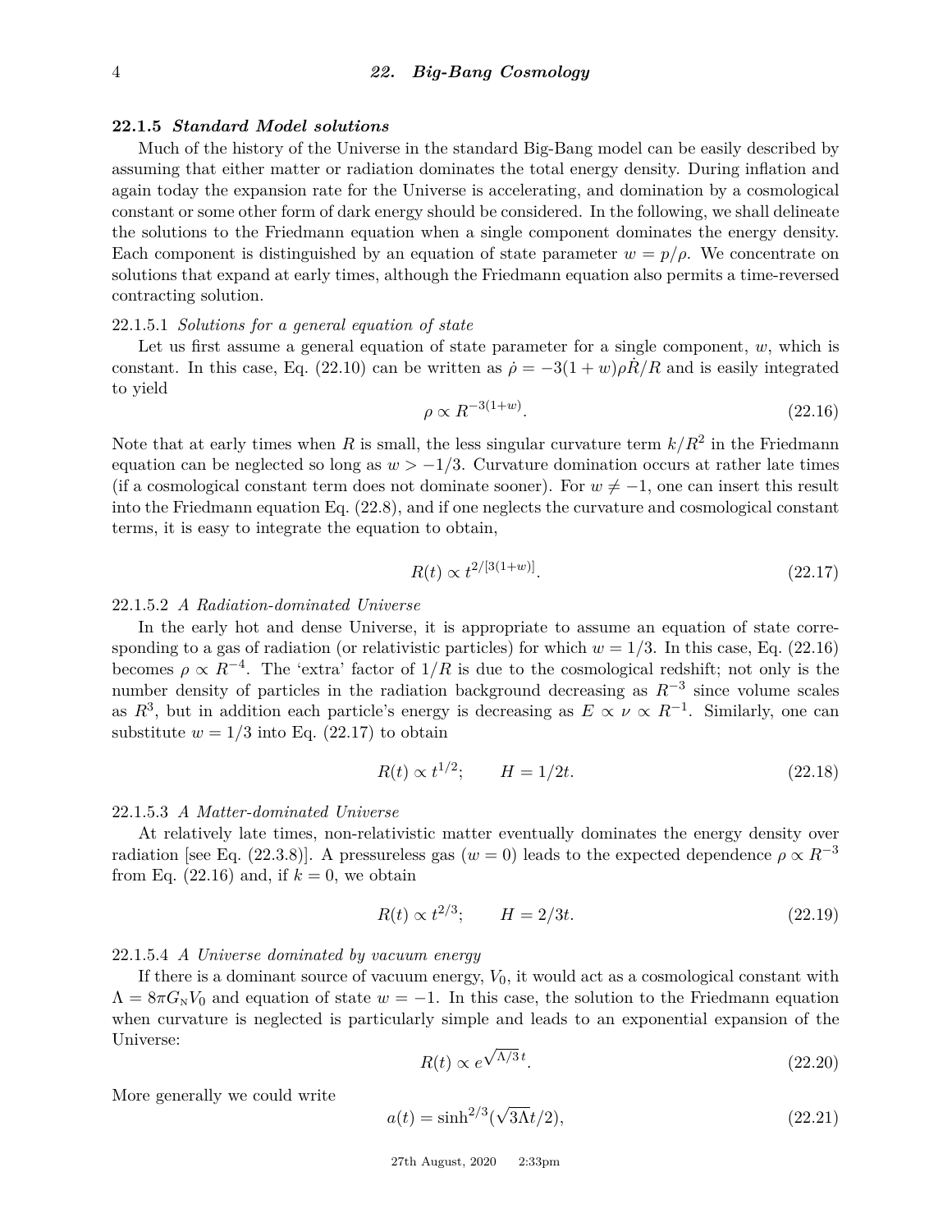### 22.1.5 *Standard Model solutions*

Much of the history of the Universe in the standard Big-Bang model can be easily described by assuming that either matter or radiation dominates the total energy density. During inflation and again today the expansion rate for the Universe is accelerating, and domination by a cosmological constant or some other form of dark energy should be considered. In the following, we shall delineate the solutions to the Friedmann equation when a single component dominates the energy density. Each component is distinguished by an equation of state parameter $w = p/\rho$. We concentrate on solutions that expand at early times, although the Friedmann equation also permits a time-reversed contracting solution.

22.1.5.1 *Solutions for a general equation of state*

Let us first assume a general equation of state parameter for a single component, $w$, which is constant. In this case, Eq. (22.10) can be written as $\dot{\rho} = -3(1+w)\rho\dot{R}/R$ and is easily integrated to yield

$$\rho \propto R^{-3(1+w)}. \tag{22.16}$$

Note that at early times when $R$ is small, the less singular curvature term $k/R^2$ in the Friedmann equation can be neglected so long as $w > -1/3$. Curvature domination occurs at rather late times (if a cosmological constant term does not dominate sooner). For $w \neq -1$, one can insert this result into the Friedmann equation Eq. (22.8), and if one neglects the curvature and cosmological constant terms, it is easy to integrate the equation to obtain,

$$R(t) \propto t^{2/[3(1+w)]}. \tag{22.17}$$

22.1.5.2 *A Radiation-dominated Universe*

In the early hot and dense Universe, it is appropriate to assume an equation of state corresponding to a gas of radiation (or relativistic particles) for which $w = 1/3$. In this case, Eq. (22.16) becomes $\rho \propto R^{-4}$. The 'extra' factor of $1/R$ is due to the cosmological redshift; not only is the number density of particles in the radiation background decreasing as $R^{-3}$ since volume scales as $R^3$, but in addition each particle's energy is decreasing as $E \propto \nu \propto R^{-1}$. Similarly, one can substitute $w = 1/3$ into Eq. (22.17) to obtain

$$R(t) \propto t^{1/2}; \qquad H = 1/2t. \tag{22.18}$$

22.1.5.3 *A Matter-dominated Universe*

At relatively late times, non-relativistic matter eventually dominates the energy density over radiation [see Eq. (22.3.8)]. A pressureless gas ($w = 0$) leads to the expected dependence $\rho \propto R^{-3}$ from Eq. (22.16) and, if $k = 0$, we obtain

$$R(t) \propto t^{2/3}; \qquad H = 2/3t. \tag{22.19}$$

22.1.5.4 *A Universe dominated by vacuum energy*

If there is a dominant source of vacuum energy, $V_0$, it would act as a cosmological constant with $\Lambda = 8\pi G_{\rm N} V_0$ and equation of state $w = -1$. In this case, the solution to the Friedmann equation when curvature is neglected is particularly simple and leads to an exponential expansion of the Universe:

$$R(t) \propto e^{\sqrt{\Lambda/3}\,t}. \tag{22.20}$$

More generally we could write

$$a(t) = \sinh^{2/3}(\sqrt{3\Lambda}t/2), \tag{22.21}$$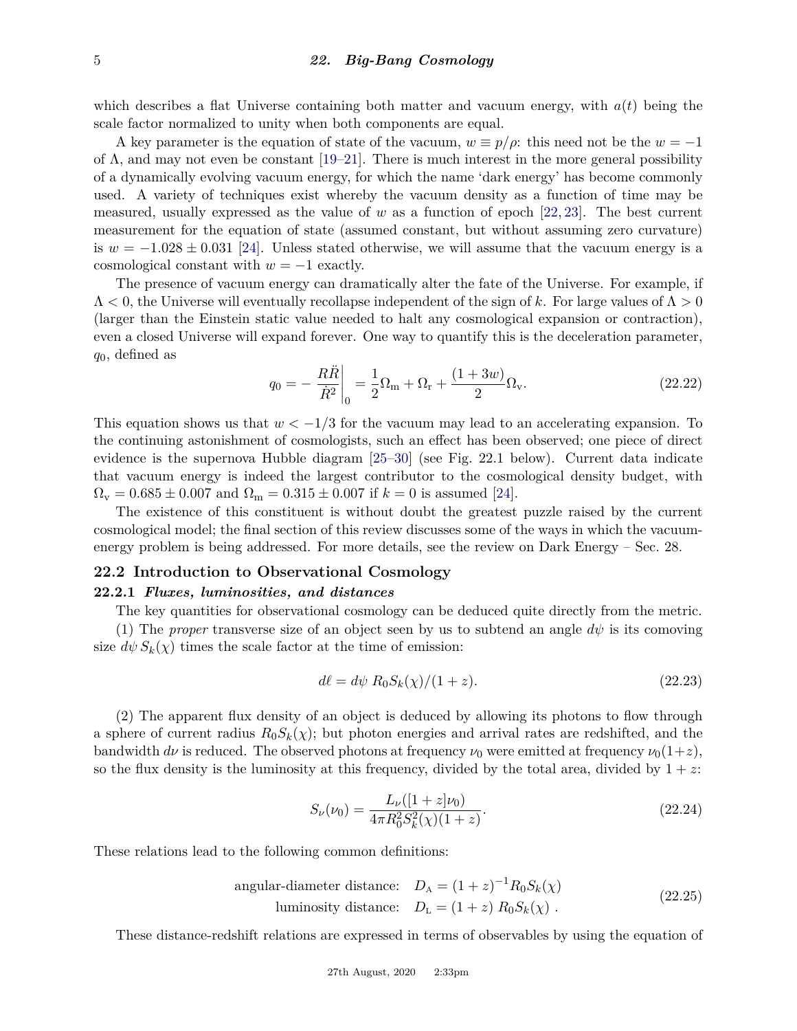which describes a flat Universe containing both matter and vacuum energy, with $a(t)$ being the scale factor normalized to unity when both components are equal.

A key parameter is the equation of state of the vacuum, $w \equiv p/\rho$: this need not be the $w = -1$ of $\Lambda$, and may not even be constant [19–21]. There is much interest in the more general possibility of a dynamically evolving vacuum energy, for which the name 'dark energy' has become commonly used. A variety of techniques exist whereby the vacuum density as a function of time may be measured, usually expressed as the value of $w$ as a function of epoch [22, 23]. The best current measurement for the equation of state (assumed constant, but without assuming zero curvature) is $w = -1.028 \pm 0.031$ [24]. Unless stated otherwise, we will assume that the vacuum energy is a cosmological constant with $w = -1$ exactly.

The presence of vacuum energy can dramatically alter the fate of the Universe. For example, if $\Lambda < 0$, the Universe will eventually recollapse independent of the sign of $k$. For large values of $\Lambda > 0$ (larger than the Einstein static value needed to halt any cosmological expansion or contraction), even a closed Universe will expand forever. One way to quantify this is the deceleration parameter, $q_0$, defined as

$$q_0 = -\left.\frac{R\ddot{R}}{\dot{R}^2}\right|_0 = \frac{1}{2}\Omega_{\rm m} + \Omega_{\rm r} + \frac{(1+3w)}{2}\Omega_{\rm v}. \tag{22.22}$$

This equation shows us that $w < -1/3$ for the vacuum may lead to an accelerating expansion. To the continuing astonishment of cosmologists, such an effect has been observed; one piece of direct evidence is the supernova Hubble diagram [25–30] (see Fig. 22.1 below). Current data indicate that vacuum energy is indeed the largest contributor to the cosmological density budget, with $\Omega_{\rm v} = 0.685 \pm 0.007$ and $\Omega_{\rm m} = 0.315 \pm 0.007$ if $k = 0$ is assumed [24].

The existence of this constituent is without doubt the greatest puzzle raised by the current cosmological model; the final section of this review discusses some of the ways in which the vacuum-energy problem is being addressed. For more details, see the review on Dark Energy – Sec. 28.

## 22.2 Introduction to Observational Cosmology

### 22.2.1 *Fluxes, luminosities, and distances*

The key quantities for observational cosmology can be deduced quite directly from the metric.

(1) The *proper* transverse size of an object seen by us to subtend an angle $d\psi$ is its comoving size $d\psi\, S_k(\chi)$ times the scale factor at the time of emission:

$$d\ell = d\psi\ R_0 S_k(\chi)/(1+z). \tag{22.23}$$

(2) The apparent flux density of an object is deduced by allowing its photons to flow through a sphere of current radius $R_0 S_k(\chi)$; but photon energies and arrival rates are redshifted, and the bandwidth $d\nu$ is reduced. The observed photons at frequency $\nu_0$ were emitted at frequency $\nu_0(1+z)$, so the flux density is the luminosity at this frequency, divided by the total area, divided by $1+z$:

$$S_\nu(\nu_0) = \frac{L_\nu([1+z]\nu_0)}{4\pi R_0^2 S_k^2(\chi)(1+z)}. \tag{22.24}$$

These relations lead to the following common definitions:

$$\begin{aligned} \text{angular-diameter distance:} \quad & D_{\rm A} = (1+z)^{-1} R_0 S_k(\chi) \\ \text{luminosity distance:} \quad & D_{\rm L} = (1+z)\ R_0 S_k(\chi)\ . \end{aligned} \tag{22.25}$$

These distance-redshift relations are expressed in terms of observables by using the equation of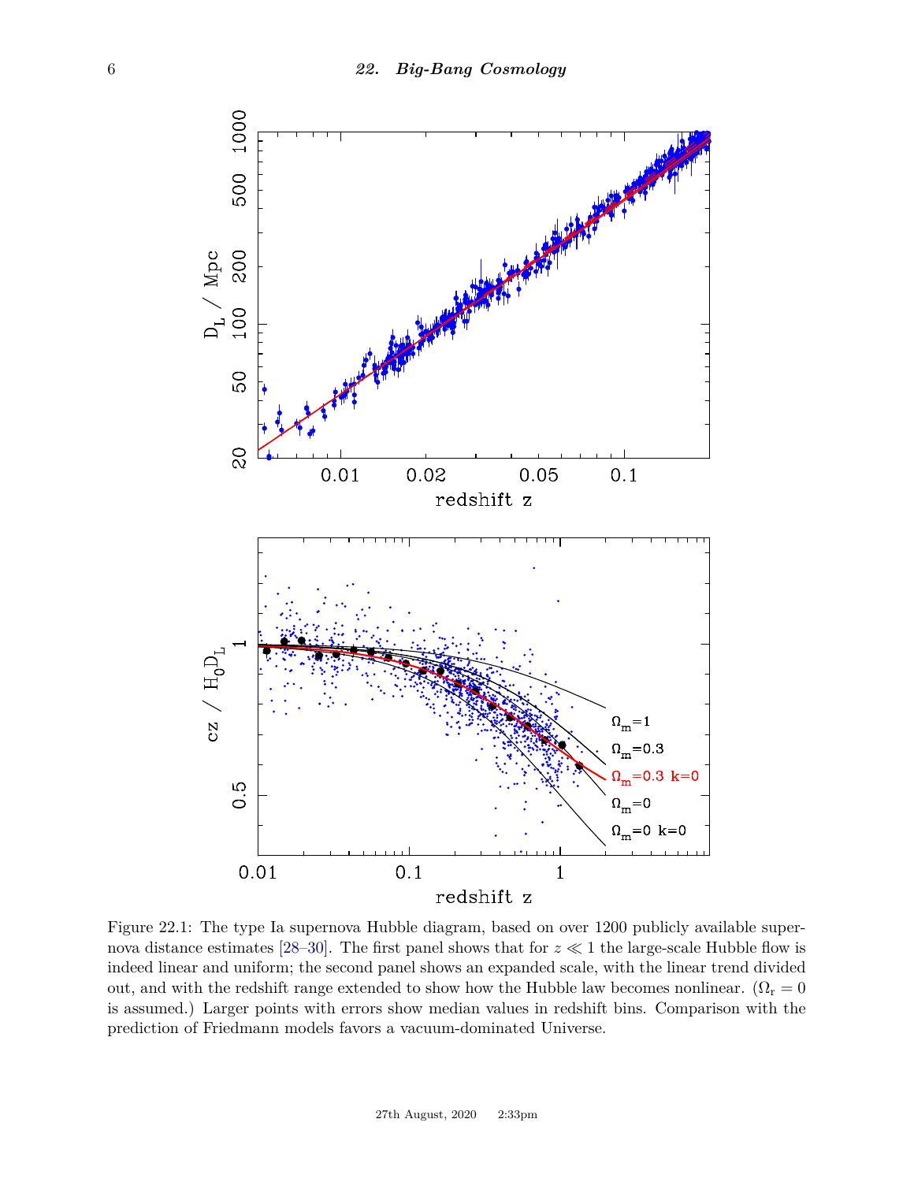Figure 22.1: The type Ia supernova Hubble diagram, based on over 1200 publicly available supernova distance estimates [28–30]. The first panel shows that for $z \ll 1$ the large-scale Hubble flow is indeed linear and uniform; the second panel shows an expanded scale, with the linear trend divided out, and with the redshift range extended to show how the Hubble law becomes nonlinear. ($\Omega_r = 0$ is assumed.) Larger points with errors show median values in redshift bins. Comparison with the prediction of Friedmann models favors a vacuum-dominated Universe.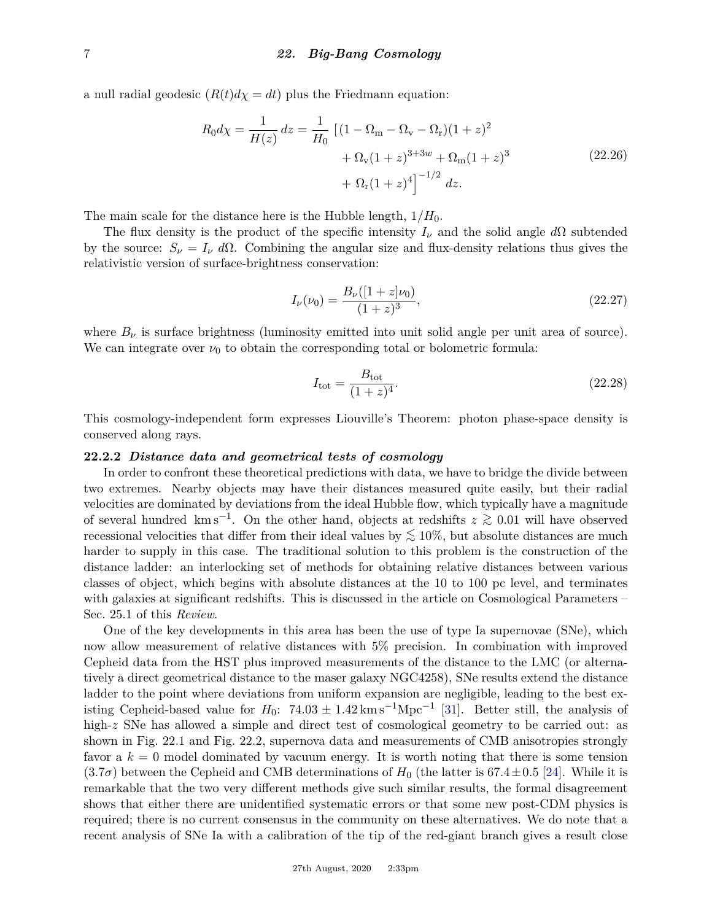a null radial geodesic ($R(t)d\chi = dt$) plus the Friedmann equation:

$$
\begin{aligned}
R_0 d\chi = \frac{1}{H(z)}\, dz = \frac{1}{H_0}\, \big[ &(1 - \Omega_{\rm m} - \Omega_{\rm v} - \Omega_{\rm r})(1+z)^2 \\
&+ \Omega_{\rm v}(1+z)^{3+3w} + \Omega_{\rm m}(1+z)^3 \\
&+ \Omega_{\rm r}(1+z)^4 \big]^{-1/2}\, dz.
\end{aligned}
\tag{22.26}
$$

The main scale for the distance here is the Hubble length, $1/H_0$.

The flux density is the product of the specific intensity $I_\nu$ and the solid angle $d\Omega$ subtended by the source: $S_\nu = I_\nu\ d\Omega$. Combining the angular size and flux-density relations thus gives the relativistic version of surface-brightness conservation:

$$
I_\nu(\nu_0) = \frac{B_\nu([1+z]\nu_0)}{(1+z)^3},
\tag{22.27}
$$

where $B_\nu$ is surface brightness (luminosity emitted into unit solid angle per unit area of source). We can integrate over $\nu_0$ to obtain the corresponding total or bolometric formula:

$$
I_{\rm tot} = \frac{B_{\rm tot}}{(1+z)^4}.
\tag{22.28}
$$

This cosmology-independent form expresses Liouville's Theorem: photon phase-space density is conserved along rays.

### 22.2.2 *Distance data and geometrical tests of cosmology*

In order to confront these theoretical predictions with data, we have to bridge the divide between two extremes. Nearby objects may have their distances measured quite easily, but their radial velocities are dominated by deviations from the ideal Hubble flow, which typically have a magnitude of several hundred $\rm km\,s^{-1}$. On the other hand, objects at redshifts $z \gtrsim 0.01$ will have observed recessional velocities that differ from their ideal values by $\lesssim 10\%$, but absolute distances are much harder to supply in this case. The traditional solution to this problem is the construction of the distance ladder: an interlocking set of methods for obtaining relative distances between various classes of object, which begins with absolute distances at the 10 to 100 pc level, and terminates with galaxies at significant redshifts. This is discussed in the article on Cosmological Parameters – Sec. 25.1 of this *Review*.

One of the key developments in this area has been the use of type Ia supernovae (SNe), which now allow measurement of relative distances with 5% precision. In combination with improved Cepheid data from the HST plus improved measurements of the distance to the LMC (or alternatively a direct geometrical distance to the maser galaxy NGC4258), SNe results extend the distance ladder to the point where deviations from uniform expansion are negligible, leading to the best existing Cepheid-based value for $H_0$: $74.03 \pm 1.42\,\rm km\,s^{-1}Mpc^{-1}$ [31]. Better still, the analysis of high-$z$ SNe has allowed a simple and direct test of cosmological geometry to be carried out: as shown in Fig. 22.1 and Fig. 22.2, supernova data and measurements of CMB anisotropies strongly favor a $k = 0$ model dominated by vacuum energy. It is worth noting that there is some tension ($3.7\sigma$) between the Cepheid and CMB determinations of $H_0$ (the latter is $67.4 \pm 0.5$ [24]. While it is remarkable that the two very different methods give such similar results, the formal disagreement shows that either there are unidentified systematic errors or that some new post-CDM physics is required; there is no current consensus in the community on these alternatives. We do note that a recent analysis of SNe Ia with a calibration of the tip of the red-giant branch gives a result close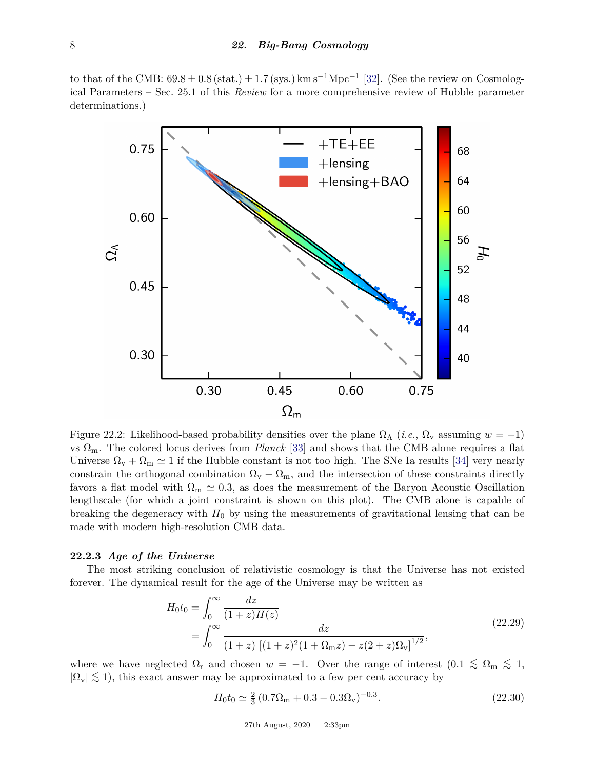to that of the CMB: $69.8 \pm 0.8\,(\text{stat.}) \pm 1.7\,(\text{sys.})\,\text{km}\,\text{s}^{-1}\text{Mpc}^{-1}$ [32]. (See the review on Cosmological Parameters – Sec. 25.1 of this *Review* for a more comprehensive review of Hubble parameter determinations.)

Figure 22.2: Likelihood-based probability densities over the plane $\Omega_\Lambda$ (*i.e.*, $\Omega_\text{v}$ assuming $w = -1$) vs $\Omega_\text{m}$. The colored locus derives from *Planck* [33] and shows that the CMB alone requires a flat Universe $\Omega_\text{v} + \Omega_\text{m} \simeq 1$ if the Hubble constant is not too high. The SNe Ia results [34] very nearly constrain the orthogonal combination $\Omega_\text{v} - \Omega_\text{m}$, and the intersection of these constraints directly favors a flat model with $\Omega_\text{m} \simeq 0.3$, as does the measurement of the Baryon Acoustic Oscillation lengthscale (for which a joint constraint is shown on this plot). The CMB alone is capable of breaking the degeneracy with $H_0$ by using the measurements of gravitational lensing that can be made with modern high-resolution CMB data.

### 22.2.3 *Age of the Universe*

The most striking conclusion of relativistic cosmology is that the Universe has not existed forever. The dynamical result for the age of the Universe may be written as

$$
\begin{aligned}
H_0 t_0 &= \int_0^\infty \frac{dz}{(1+z)H(z)} \\
&= \int_0^\infty \frac{dz}{(1+z)\,\left[(1+z)^2(1+\Omega_\text{m} z) - z(2+z)\Omega_\text{v}\right]^{1/2}},
\end{aligned}
\tag{22.29}
$$

where we have neglected $\Omega_\text{r}$ and chosen $w = -1$. Over the range of interest ($0.1 \lesssim \Omega_\text{m} \lesssim 1$, $|\Omega_\text{v}| \lesssim 1$), this exact answer may be approximated to a few per cent accuracy by

$$
H_0 t_0 \simeq \tfrac{2}{3}\,(0.7\Omega_\text{m} + 0.3 - 0.3\Omega_\text{v})^{-0.3}. \tag{22.30}
$$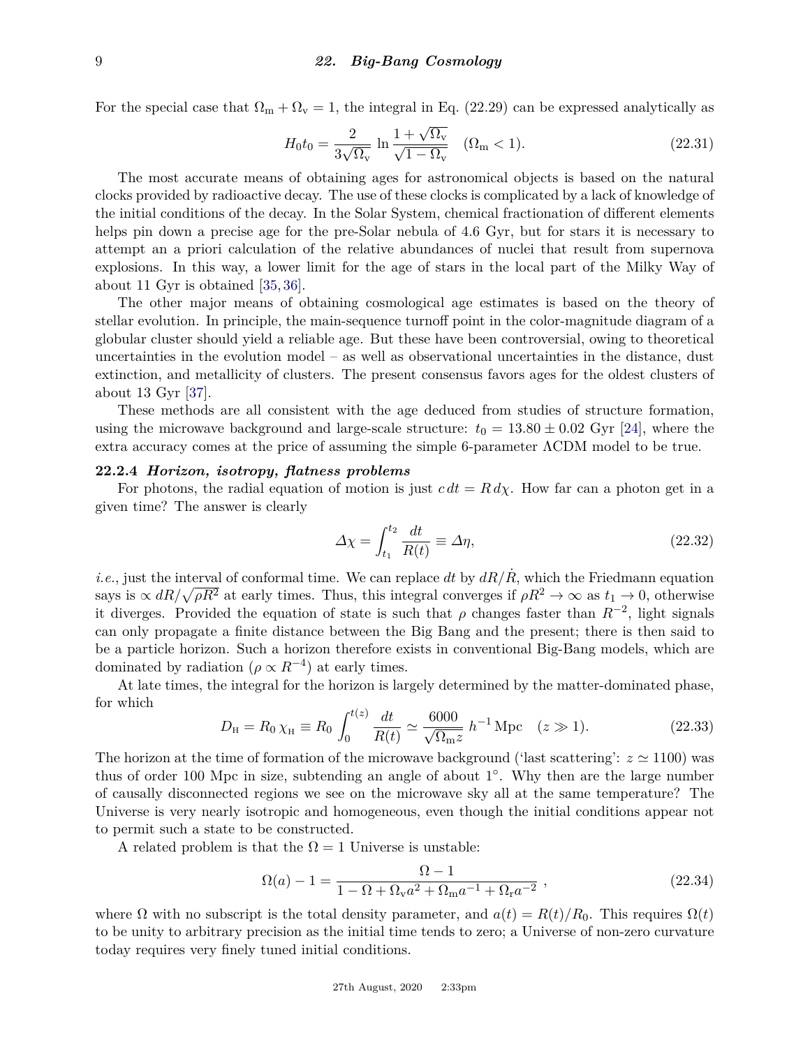For the special case that $\Omega_{\rm m} + \Omega_{\rm v} = 1$, the integral in Eq. (22.29) can be expressed analytically as

$$H_0 t_0 = \frac{2}{3\sqrt{\Omega_{\rm v}}} \ln \frac{1 + \sqrt{\Omega_{\rm v}}}{\sqrt{1 - \Omega_{\rm v}}} \quad (\Omega_{\rm m} < 1). \tag{22.31}$$

The most accurate means of obtaining ages for astronomical objects is based on the natural clocks provided by radioactive decay. The use of these clocks is complicated by a lack of knowledge of the initial conditions of the decay. In the Solar System, chemical fractionation of different elements helps pin down a precise age for the pre-Solar nebula of 4.6 Gyr, but for stars it is necessary to attempt an a priori calculation of the relative abundances of nuclei that result from supernova explosions. In this way, a lower limit for the age of stars in the local part of the Milky Way of about 11 Gyr is obtained [35,36].

The other major means of obtaining cosmological age estimates is based on the theory of stellar evolution. In principle, the main-sequence turnoff point in the color-magnitude diagram of a globular cluster should yield a reliable age. But these have been controversial, owing to theoretical uncertainties in the evolution model – as well as observational uncertainties in the distance, dust extinction, and metallicity of clusters. The present consensus favors ages for the oldest clusters of about 13 Gyr [37].

These methods are all consistent with the age deduced from studies of structure formation, using the microwave background and large-scale structure: $t_0 = 13.80 \pm 0.02$ Gyr [24], where the extra accuracy comes at the price of assuming the simple 6-parameter ΛCDM model to be true.

### 22.2.4 *Horizon, isotropy, flatness problems*

For photons, the radial equation of motion is just $c\,dt = R\,d\chi$. How far can a photon get in a given time? The answer is clearly

$$\varDelta\chi = \int_{t_1}^{t_2} \frac{dt}{R(t)} \equiv \varDelta\eta, \tag{22.32}$$

*i.e.*, just the interval of conformal time. We can replace $dt$ by $dR/\dot{R}$, which the Friedmann equation says is $\propto dR/\sqrt{\rho R^2}$ at early times. Thus, this integral converges if $\rho R^2 \to \infty$ as $t_1 \to 0$, otherwise it diverges. Provided the equation of state is such that $\rho$ changes faster than $R^{-2}$, light signals can only propagate a finite distance between the Big Bang and the present; there is then said to be a particle horizon. Such a horizon therefore exists in conventional Big-Bang models, which are dominated by radiation ($\rho \propto R^{-4}$) at early times.

At late times, the integral for the horizon is largely determined by the matter-dominated phase, for which

$$D_{\rm H} = R_0\,\chi_{\rm H} \equiv R_0 \int_0^{t(z)} \frac{dt}{R(t)} \simeq \frac{6000}{\sqrt{\Omega_{\rm m} z}}\; h^{-1}\,{\rm Mpc} \quad (z \gg 1). \tag{22.33}$$

The horizon at the time of formation of the microwave background ('last scattering': $z \simeq 1100$) was thus of order 100 Mpc in size, subtending an angle of about $1^\circ$. Why then are the large number of causally disconnected regions we see on the microwave sky all at the same temperature? The Universe is very nearly isotropic and homogeneous, even though the initial conditions appear not to permit such a state to be constructed.

A related problem is that the $\Omega = 1$ Universe is unstable:

$$\Omega(a) - 1 = \frac{\Omega - 1}{1 - \Omega + \Omega_{\rm v} a^2 + \Omega_{\rm m} a^{-1} + \Omega_{\rm r} a^{-2}}\ , \tag{22.34}$$

where $\Omega$ with no subscript is the total density parameter, and $a(t) = R(t)/R_0$. This requires $\Omega(t)$ to be unity to arbitrary precision as the initial time tends to zero; a Universe of non-zero curvature today requires very finely tuned initial conditions.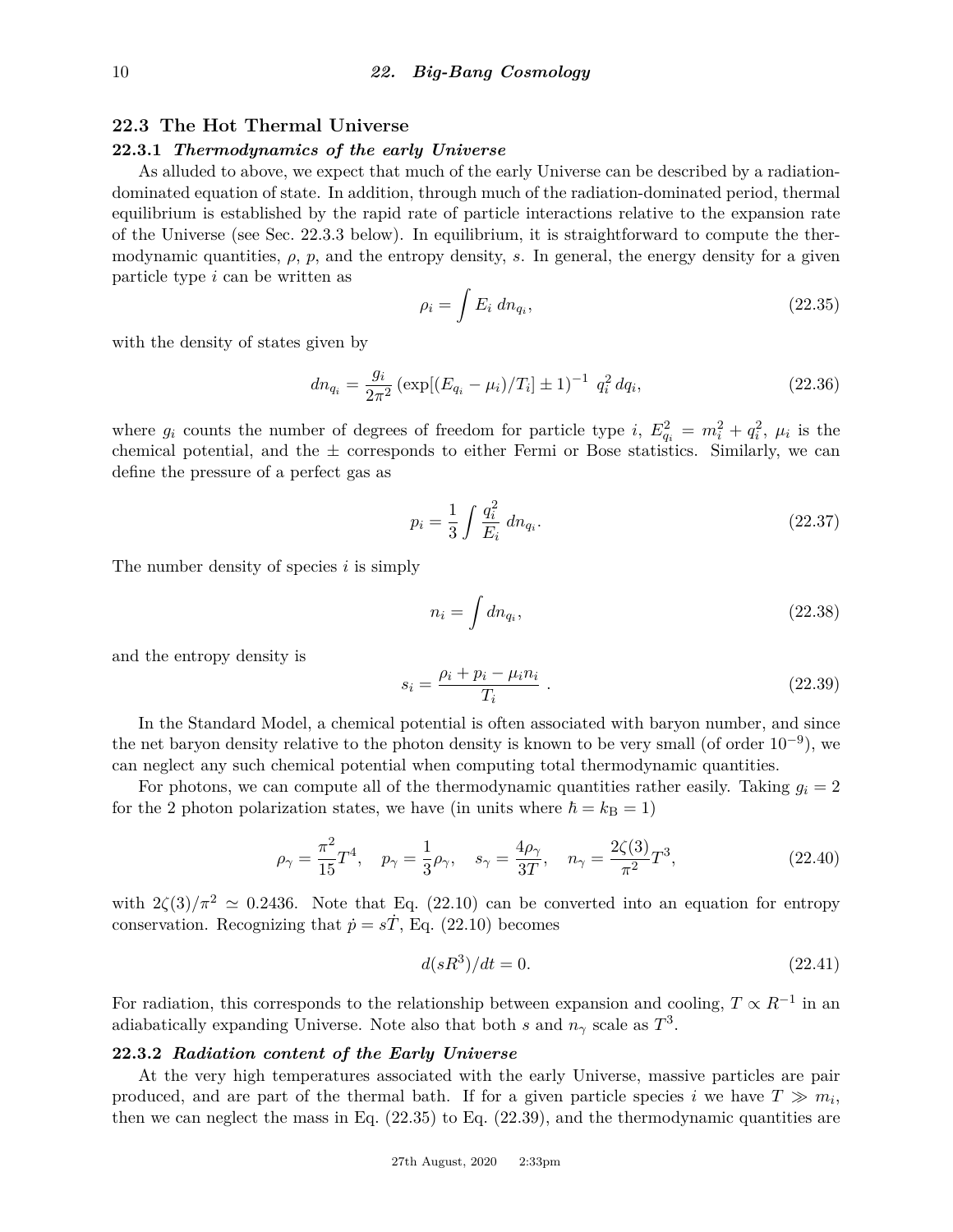## 22.3 The Hot Thermal Universe

### 22.3.1 *Thermodynamics of the early Universe*

As alluded to above, we expect that much of the early Universe can be described by a radiation-dominated equation of state. In addition, through much of the radiation-dominated period, thermal equilibrium is established by the rapid rate of particle interactions relative to the expansion rate of the Universe (see Sec. 22.3.3 below). In equilibrium, it is straightforward to compute the thermodynamic quantities, $\rho$, $p$, and the entropy density, $s$. In general, the energy density for a given particle type $i$ can be written as

$$\rho_i = \int E_i \, dn_{q_i}, \tag{22.35}$$

with the density of states given by

$$dn_{q_i} = \frac{g_i}{2\pi^2} \left(\exp[(E_{q_i} - \mu_i)/T_i] \pm 1\right)^{-1} \, q_i^2 \, dq_i, \tag{22.36}$$

where $g_i$ counts the number of degrees of freedom for particle type $i$, $E_{q_i}^2 = m_i^2 + q_i^2$, $\mu_i$ is the chemical potential, and the $\pm$ corresponds to either Fermi or Bose statistics. Similarly, we can define the pressure of a perfect gas as

$$p_i = \frac{1}{3} \int \frac{q_i^2}{E_i} \, dn_{q_i}. \tag{22.37}$$

The number density of species $i$ is simply

$$n_i = \int dn_{q_i}, \tag{22.38}$$

and the entropy density is

$$s_i = \frac{\rho_i + p_i - \mu_i n_i}{T_i} \ . \tag{22.39}$$

In the Standard Model, a chemical potential is often associated with baryon number, and since the net baryon density relative to the photon density is known to be very small (of order $10^{-9}$), we can neglect any such chemical potential when computing total thermodynamic quantities.

For photons, we can compute all of the thermodynamic quantities rather easily. Taking $g_i = 2$ for the 2 photon polarization states, we have (in units where $\hbar = k_{\mathrm{B}} = 1$)

$$\rho_\gamma = \frac{\pi^2}{15} T^4, \quad p_\gamma = \frac{1}{3}\rho_\gamma, \quad s_\gamma = \frac{4\rho_\gamma}{3T}, \quad n_\gamma = \frac{2\zeta(3)}{\pi^2} T^3, \tag{22.40}$$

with $2\zeta(3)/\pi^2 \simeq 0.2436$. Note that Eq. (22.10) can be converted into an equation for entropy conservation. Recognizing that $\dot{p} = s\dot{T}$, Eq. (22.10) becomes

$$d(sR^3)/dt = 0. \tag{22.41}$$

For radiation, this corresponds to the relationship between expansion and cooling, $T \propto R^{-1}$ in an adiabatically expanding Universe. Note also that both $s$ and $n_\gamma$ scale as $T^3$.

### 22.3.2 *Radiation content of the Early Universe*

At the very high temperatures associated with the early Universe, massive particles are pair produced, and are part of the thermal bath. If for a given particle species $i$ we have $T \gg m_i$, then we can neglect the mass in Eq. (22.35) to Eq. (22.39), and the thermodynamic quantities are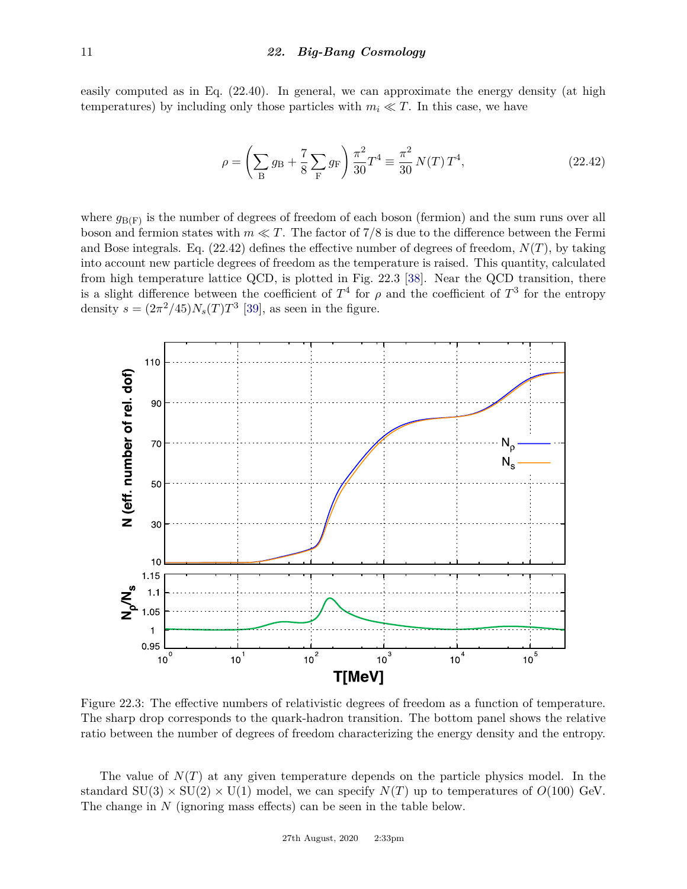easily computed as in Eq. (22.40). In general, we can approximate the energy density (at high temperatures) by including only those particles with $m_i \ll T$. In this case, we have

$$\rho = \left( \sum_{\mathrm{B}} g_{\mathrm{B}} + \frac{7}{8} \sum_{\mathrm{F}} g_{\mathrm{F}} \right) \frac{\pi^2}{30} T^4 \equiv \frac{\pi^2}{30} N(T) T^4, \tag{22.42}$$

where $g_{\mathrm{B(F)}}$ is the number of degrees of freedom of each boson (fermion) and the sum runs over all boson and fermion states with $m \ll T$. The factor of 7/8 is due to the difference between the Fermi and Bose integrals. Eq. (22.42) defines the effective number of degrees of freedom, $N(T)$, by taking into account new particle degrees of freedom as the temperature is raised. This quantity, calculated from high temperature lattice QCD, is plotted in Fig. 22.3 [38]. Near the QCD transition, there is a slight difference between the coefficient of $T^4$ for $\rho$ and the coefficient of $T^3$ for the entropy density $s = (2\pi^2/45) N_s(T) T^3$ [39], as seen in the figure.

Figure 22.3: The effective numbers of relativistic degrees of freedom as a function of temperature. The sharp drop corresponds to the quark-hadron transition. The bottom panel shows the relative ratio between the number of degrees of freedom characterizing the energy density and the entropy.

The value of $N(T)$ at any given temperature depends on the particle physics model. In the standard $\mathrm{SU}(3) \times \mathrm{SU}(2) \times \mathrm{U}(1)$ model, we can specify $N(T)$ up to temperatures of $O(100)$ GeV. The change in $N$ (ignoring mass effects) can be seen in the table below.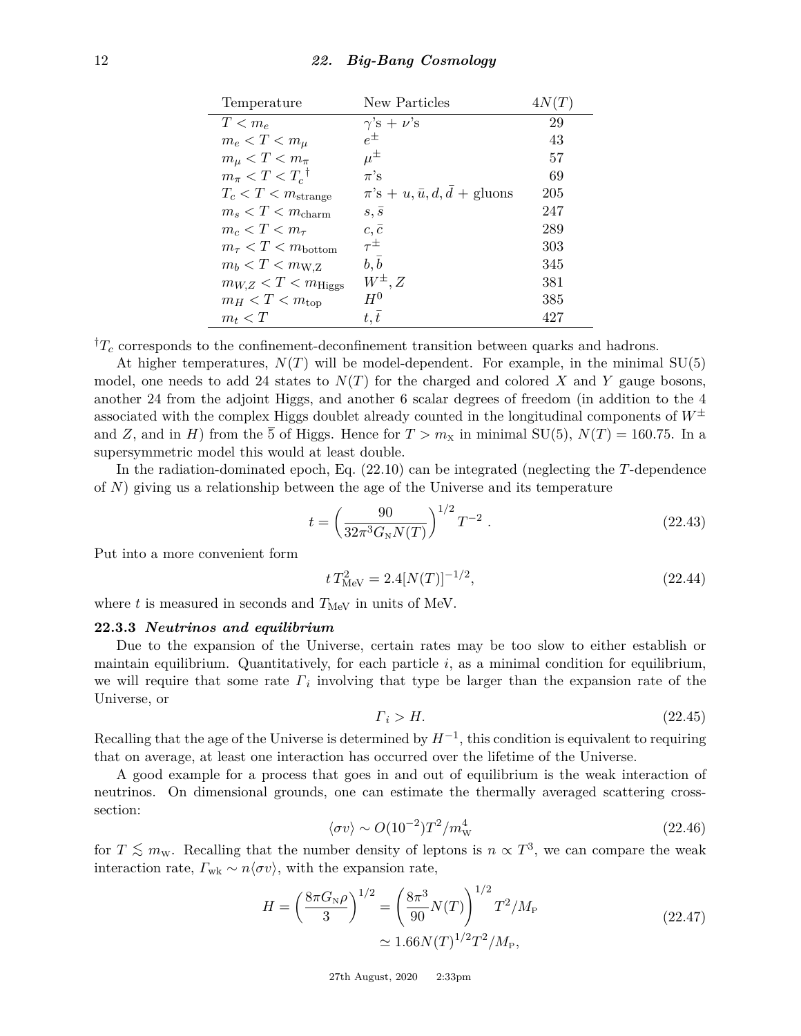| Temperature | New Particles | $4N(T)$ |
|---|---|---|
| $T < m_e$ | $\gamma$'s + $\nu$'s | 29 |
| $m_e < T < m_\mu$ | $e^\pm$ | 43 |
| $m_\mu < T < m_\pi$ | $\mu^\pm$ | 57 |
| $m_\pi < T < T_c{}^\dagger$ | $\pi$'s | 69 |
| $T_c < T < m_{\text{strange}}$ | $\pi$'s + $u, \bar{u}, d, \bar{d}$ + gluons | 205 |
| $m_s < T < m_{\text{charm}}$ | $s, \bar{s}$ | 247 |
| $m_c < T < m_\tau$ | $c, \bar{c}$ | 289 |
| $m_\tau < T < m_{\text{bottom}}$ | $\tau^\pm$ | 303 |
| $m_b < T < m_{\text{W,Z}}$ | $b, \bar{b}$ | 345 |
| $m_{W,Z} < T < m_{\text{Higgs}}$ | $W^\pm, Z$ | 381 |
| $m_H < T < m_{\text{top}}$ | $H^0$ | 385 |
| $m_t < T$ | $t, \bar{t}$ | 427 |

$^\dagger T_c$ corresponds to the confinement-deconfinement transition between quarks and hadrons.

At higher temperatures, $N(T)$ will be model-dependent. For example, in the minimal SU(5) model, one needs to add 24 states to $N(T)$ for the charged and colored $X$ and $Y$ gauge bosons, another 24 from the adjoint Higgs, and another 6 scalar degrees of freedom (in addition to the 4 associated with the complex Higgs doublet already counted in the longitudinal components of $W^\pm$ and $Z$, and in $H$) from the $\overline{5}$ of Higgs. Hence for $T > m_X$ in minimal SU(5), $N(T) = 160.75$. In a supersymmetric model this would at least double.

In the radiation-dominated epoch, Eq. (22.10) can be integrated (neglecting the $T$-dependence of $N$) giving us a relationship between the age of the Universe and its temperature

$$t = \left(\frac{90}{32\pi^3 G_{\text{N}} N(T)}\right)^{1/2} T^{-2} \, . \tag{22.43}$$

Put into a more convenient form

$$t \, T_{\text{MeV}}^2 = 2.4[N(T)]^{-1/2}, \tag{22.44}$$

where $t$ is measured in seconds and $T_{\text{MeV}}$ in units of MeV.

### 22.3.3 *Neutrinos and equilibrium*

Due to the expansion of the Universe, certain rates may be too slow to either establish or maintain equilibrium. Quantitatively, for each particle $i$, as a minimal condition for equilibrium, we will require that some rate $\Gamma_i$ involving that type be larger than the expansion rate of the Universe, or

$$\Gamma_i > H. \tag{22.45}$$

Recalling that the age of the Universe is determined by $H^{-1}$, this condition is equivalent to requiring that on average, at least one interaction has occurred over the lifetime of the Universe.

A good example for a process that goes in and out of equilibrium is the weak interaction of neutrinos. On dimensional grounds, one can estimate the thermally averaged scattering cross-section:

$$\langle \sigma v \rangle \sim O(10^{-2}) T^2 / m_{\text{W}}^4 \tag{22.46}$$

for $T \lesssim m_{\text{W}}$. Recalling that the number density of leptons is $n \propto T^3$, we can compare the weak interaction rate, $\Gamma_{\text{wk}} \sim n \langle \sigma v \rangle$, with the expansion rate,

$$\begin{aligned} H = \left(\frac{8\pi G_{\text{N}} \rho}{3}\right)^{1/2} &= \left(\frac{8\pi^3}{90} N(T)\right)^{1/2} T^2 / M_{\text{P}} \\ &\simeq 1.66 N(T)^{1/2} T^2 / M_{\text{P}}, \end{aligned} \tag{22.47}$$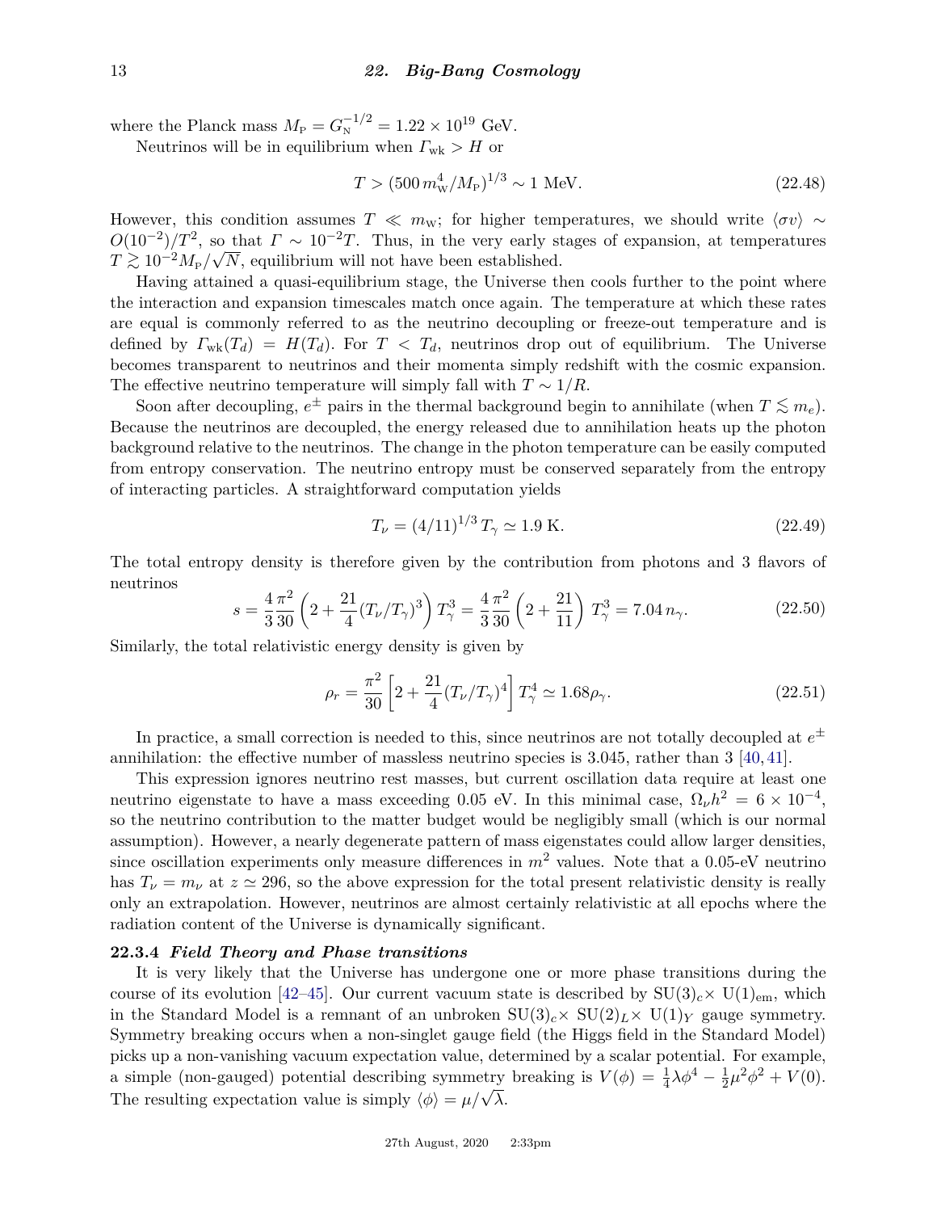where the Planck mass $M_{\mathrm{P}} = G_{\mathrm{N}}^{-1/2} = 1.22 \times 10^{19}$ GeV.

Neutrinos will be in equilibrium when $\Gamma_{\mathrm{wk}} > H$ or

$$T > (500\, m_{\mathrm{W}}^4 / M_{\mathrm{P}})^{1/3} \sim 1 \text{ MeV}. \tag{22.48}$$

However, this condition assumes $T \ll m_{\mathrm{W}}$; for higher temperatures, we should write $\langle \sigma v \rangle \sim O(10^{-2})/T^2$, so that $\Gamma \sim 10^{-2} T$. Thus, in the very early stages of expansion, at temperatures $T \gtrsim 10^{-2} M_{\mathrm{P}}/\sqrt{N}$, equilibrium will not have been established.

Having attained a quasi-equilibrium stage, the Universe then cools further to the point where the interaction and expansion timescales match once again. The temperature at which these rates are equal is commonly referred to as the neutrino decoupling or freeze-out temperature and is defined by $\Gamma_{\mathrm{wk}}(T_d) = H(T_d)$. For $T < T_d$, neutrinos drop out of equilibrium. The Universe becomes transparent to neutrinos and their momenta simply redshift with the cosmic expansion. The effective neutrino temperature will simply fall with $T \sim 1/R$.

Soon after decoupling, $e^{\pm}$ pairs in the thermal background begin to annihilate (when $T \lesssim m_e$). Because the neutrinos are decoupled, the energy released due to annihilation heats up the photon background relative to the neutrinos. The change in the photon temperature can be easily computed from entropy conservation. The neutrino entropy must be conserved separately from the entropy of interacting particles. A straightforward computation yields

$$T_\nu = (4/11)^{1/3}\, T_\gamma \simeq 1.9 \text{ K}. \tag{22.49}$$

The total entropy density is therefore given by the contribution from photons and 3 flavors of neutrinos

$$s = \frac{4}{3}\frac{\pi^2}{30}\left(2 + \frac{21}{4}(T_\nu/T_\gamma)^3\right) T_\gamma^3 = \frac{4}{3}\frac{\pi^2}{30}\left(2 + \frac{21}{11}\right) T_\gamma^3 = 7.04\, n_\gamma. \tag{22.50}$$

Similarly, the total relativistic energy density is given by

$$\rho_r = \frac{\pi^2}{30}\left[2 + \frac{21}{4}(T_\nu/T_\gamma)^4\right] T_\gamma^4 \simeq 1.68 \rho_\gamma. \tag{22.51}$$

In practice, a small correction is needed to this, since neutrinos are not totally decoupled at $e^{\pm}$ annihilation: the effective number of massless neutrino species is 3.045, rather than 3 [40, 41].

This expression ignores neutrino rest masses, but current oscillation data require at least one neutrino eigenstate to have a mass exceeding 0.05 eV. In this minimal case, $\Omega_\nu h^2 = 6 \times 10^{-4}$, so the neutrino contribution to the matter budget would be negligibly small (which is our normal assumption). However, a nearly degenerate pattern of mass eigenstates could allow larger densities, since oscillation experiments only measure differences in $m^2$ values. Note that a 0.05-eV neutrino has $T_\nu = m_\nu$ at $z \simeq 296$, so the above expression for the total present relativistic density is really only an extrapolation. However, neutrinos are almost certainly relativistic at all epochs where the radiation content of the Universe is dynamically significant.

### 22.3.4 *Field Theory and Phase transitions*

It is very likely that the Universe has undergone one or more phase transitions during the course of its evolution [42–45]. Our current vacuum state is described by $\mathrm{SU(3)}_c \times \mathrm{U(1)}_{\mathrm{em}}$, which in the Standard Model is a remnant of an unbroken $\mathrm{SU(3)}_c \times \mathrm{SU(2)}_L \times \mathrm{U(1)}_Y$ gauge symmetry. Symmetry breaking occurs when a non-singlet gauge field (the Higgs field in the Standard Model) picks up a non-vanishing vacuum expectation value, determined by a scalar potential. For example, a simple (non-gauged) potential describing symmetry breaking is $V(\phi) = \frac{1}{4}\lambda\phi^4 - \frac{1}{2}\mu^2\phi^2 + V(0)$. The resulting expectation value is simply $\langle \phi \rangle = \mu/\sqrt{\lambda}$.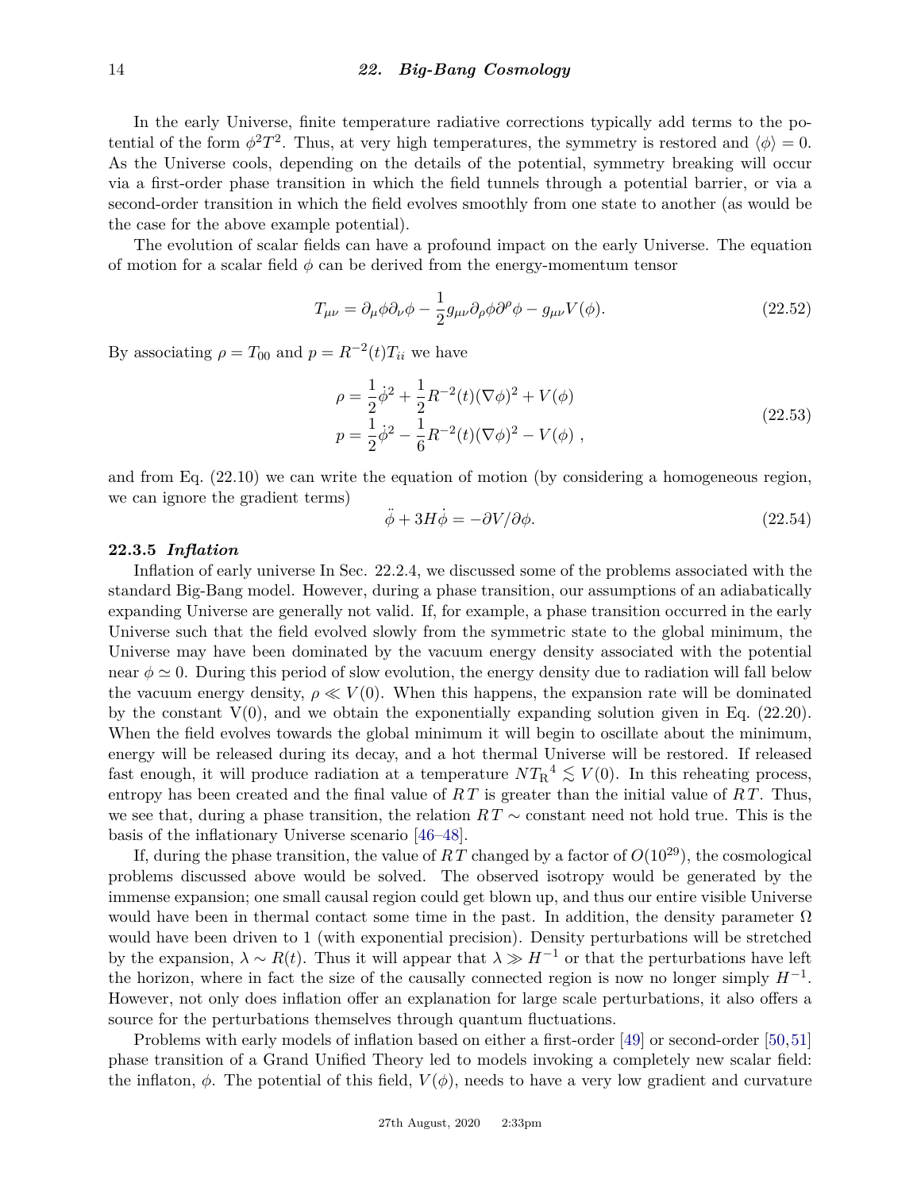In the early Universe, finite temperature radiative corrections typically add terms to the potential of the form $\phi^2 T^2$. Thus, at very high temperatures, the symmetry is restored and $\langle\phi\rangle = 0$. As the Universe cools, depending on the details of the potential, symmetry breaking will occur via a first-order phase transition in which the field tunnels through a potential barrier, or via a second-order transition in which the field evolves smoothly from one state to another (as would be the case for the above example potential).

The evolution of scalar fields can have a profound impact on the early Universe. The equation of motion for a scalar field $\phi$ can be derived from the energy-momentum tensor

$$T_{\mu\nu} = \partial_\mu\phi\partial_\nu\phi - \frac{1}{2}g_{\mu\nu}\partial_\rho\phi\partial^\rho\phi - g_{\mu\nu}V(\phi). \tag{22.52}$$

By associating $\rho = T_{00}$ and $p = R^{-2}(t)T_{ii}$ we have

$$\begin{aligned} \rho &= \frac{1}{2}\dot{\phi}^2 + \frac{1}{2}R^{-2}(t)(\nabla\phi)^2 + V(\phi) \\ p &= \frac{1}{2}\dot{\phi}^2 - \frac{1}{6}R^{-2}(t)(\nabla\phi)^2 - V(\phi)\ , \end{aligned} \tag{22.53}$$

and from Eq. (22.10) we can write the equation of motion (by considering a homogeneous region, we can ignore the gradient terms)

$$\ddot{\phi} + 3H\dot{\phi} = -\partial V/\partial\phi. \tag{22.54}$$

### 22.3.5 *Inflation*

Inflation of early universe In Sec. 22.2.4, we discussed some of the problems associated with the standard Big-Bang model. However, during a phase transition, our assumptions of an adiabatically expanding Universe are generally not valid. If, for example, a phase transition occurred in the early Universe such that the field evolved slowly from the symmetric state to the global minimum, the Universe may have been dominated by the vacuum energy density associated with the potential near $\phi \simeq 0$. During this period of slow evolution, the energy density due to radiation will fall below the vacuum energy density, $\rho \ll V(0)$. When this happens, the expansion rate will be dominated by the constant V(0), and we obtain the exponentially expanding solution given in Eq. (22.20). When the field evolves towards the global minimum it will begin to oscillate about the minimum, energy will be released during its decay, and a hot thermal Universe will be restored. If released fast enough, it will produce radiation at a temperature $N{T_{\rm R}}^4 \lesssim V(0)$. In this reheating process, entropy has been created and the final value of $RT$ is greater than the initial value of $RT$. Thus, we see that, during a phase transition, the relation $RT \sim$ constant need not hold true. This is the basis of the inflationary Universe scenario [46–48].

If, during the phase transition, the value of $RT$ changed by a factor of $O(10^{29})$, the cosmological problems discussed above would be solved. The observed isotropy would be generated by the immense expansion; one small causal region could get blown up, and thus our entire visible Universe would have been in thermal contact some time in the past. In addition, the density parameter $\Omega$ would have been driven to 1 (with exponential precision). Density perturbations will be stretched by the expansion, $\lambda \sim R(t)$. Thus it will appear that $\lambda \gg H^{-1}$ or that the perturbations have left the horizon, where in fact the size of the causally connected region is now no longer simply $H^{-1}$. However, not only does inflation offer an explanation for large scale perturbations, it also offers a source for the perturbations themselves through quantum fluctuations.

Problems with early models of inflation based on either a first-order [49] or second-order [50,51] phase transition of a Grand Unified Theory led to models invoking a completely new scalar field: the inflaton, $\phi$. The potential of this field, $V(\phi)$, needs to have a very low gradient and curvature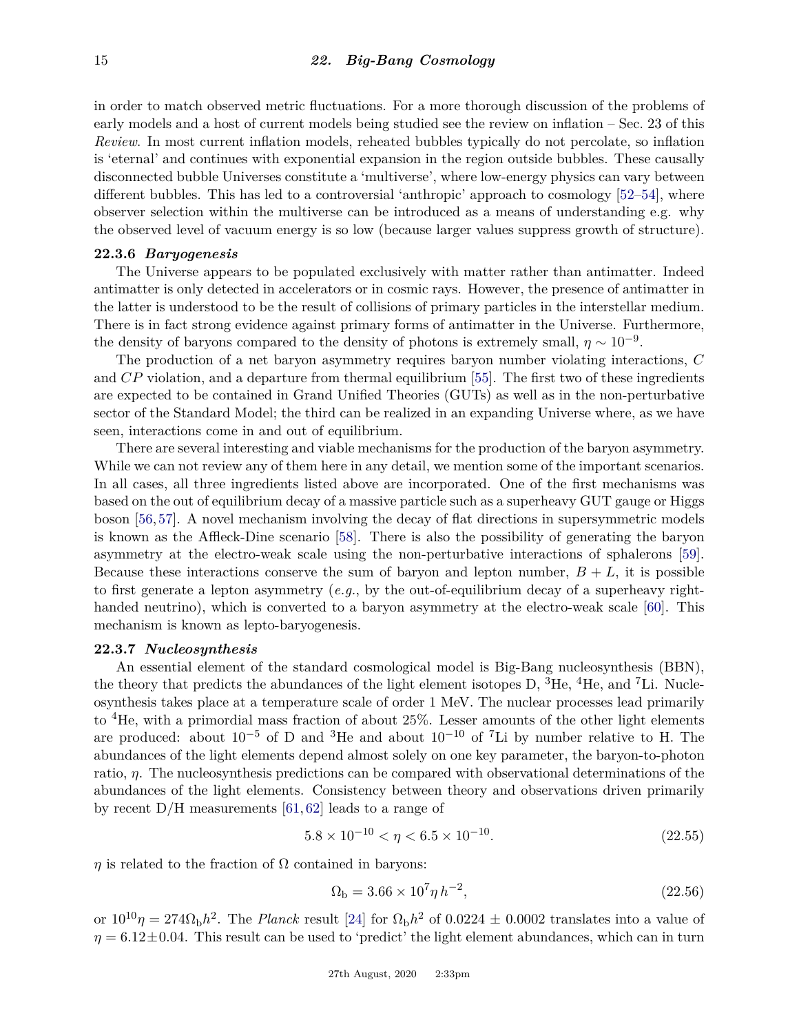in order to match observed metric fluctuations. For a more thorough discussion of the problems of early models and a host of current models being studied see the review on inflation – Sec. 23 of this *Review*. In most current inflation models, reheated bubbles typically do not percolate, so inflation is 'eternal' and continues with exponential expansion in the region outside bubbles. These causally disconnected bubble Universes constitute a 'multiverse', where low-energy physics can vary between different bubbles. This has led to a controversial 'anthropic' approach to cosmology [52–54], where observer selection within the multiverse can be introduced as a means of understanding e.g. why the observed level of vacuum energy is so low (because larger values suppress growth of structure).

### 22.3.6 *Baryogenesis*

The Universe appears to be populated exclusively with matter rather than antimatter. Indeed antimatter is only detected in accelerators or in cosmic rays. However, the presence of antimatter in the latter is understood to be the result of collisions of primary particles in the interstellar medium. There is in fact strong evidence against primary forms of antimatter in the Universe. Furthermore, the density of baryons compared to the density of photons is extremely small, $\eta \sim 10^{-9}$.

The production of a net baryon asymmetry requires baryon number violating interactions, $C$ and $CP$ violation, and a departure from thermal equilibrium [55]. The first two of these ingredients are expected to be contained in Grand Unified Theories (GUTs) as well as in the non-perturbative sector of the Standard Model; the third can be realized in an expanding Universe where, as we have seen, interactions come in and out of equilibrium.

There are several interesting and viable mechanisms for the production of the baryon asymmetry. While we can not review any of them here in any detail, we mention some of the important scenarios. In all cases, all three ingredients listed above are incorporated. One of the first mechanisms was based on the out of equilibrium decay of a massive particle such as a superheavy GUT gauge or Higgs boson [56, 57]. A novel mechanism involving the decay of flat directions in supersymmetric models is known as the Affleck-Dine scenario [58]. There is also the possibility of generating the baryon asymmetry at the electro-weak scale using the non-perturbative interactions of sphalerons [59]. Because these interactions conserve the sum of baryon and lepton number, $B + L$, it is possible to first generate a lepton asymmetry (*e.g.*, by the out-of-equilibrium decay of a superheavy right-handed neutrino), which is converted to a baryon asymmetry at the electro-weak scale [60]. This mechanism is known as lepto-baryogenesis.

### 22.3.7 *Nucleosynthesis*

An essential element of the standard cosmological model is Big-Bang nucleosynthesis (BBN), the theory that predicts the abundances of the light element isotopes D, $^3$He, $^4$He, and $^7$Li. Nucleosynthesis takes place at a temperature scale of order 1 MeV. The nuclear processes lead primarily to $^4$He, with a primordial mass fraction of about 25%. Lesser amounts of the other light elements are produced: about $10^{-5}$ of D and $^3$He and about $10^{-10}$ of $^7$Li by number relative to H. The abundances of the light elements depend almost solely on one key parameter, the baryon-to-photon ratio, $\eta$. The nucleosynthesis predictions can be compared with observational determinations of the abundances of the light elements. Consistency between theory and observations driven primarily by recent D/H measurements [61, 62] leads to a range of

$$5.8 \times 10^{-10} < \eta < 6.5 \times 10^{-10}. \tag{22.55}$$

$\eta$ is related to the fraction of $\Omega$ contained in baryons:

$$\Omega_{\rm b} = 3.66 \times 10^{7} \eta \, h^{-2}, \tag{22.56}$$

or $10^{10}\eta = 274\Omega_{\rm b}h^2$. The *Planck* result [24] for $\Omega_{\rm b}h^2$ of $0.0224 \pm 0.0002$ translates into a value of $\eta = 6.12 \pm 0.04$. This result can be used to 'predict' the light element abundances, which can in turn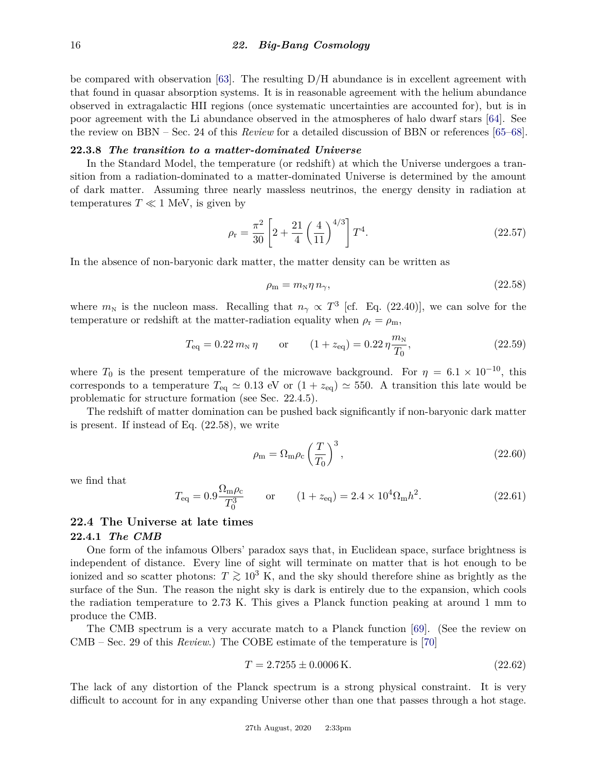be compared with observation [63]. The resulting D/H abundance is in excellent agreement with that found in quasar absorption systems. It is in reasonable agreement with the helium abundance observed in extragalactic HII regions (once systematic uncertainties are accounted for), but is in poor agreement with the Li abundance observed in the atmospheres of halo dwarf stars [64]. See the review on BBN – Sec. 24 of this *Review* for a detailed discussion of BBN or references [65–68].

### 22.3.8 *The transition to a matter-dominated Universe*

In the Standard Model, the temperature (or redshift) at which the Universe undergoes a transition from a radiation-dominated to a matter-dominated Universe is determined by the amount of dark matter. Assuming three nearly massless neutrinos, the energy density in radiation at temperatures $T \ll 1$ MeV, is given by

$$\rho_{\rm r} = \frac{\pi^2}{30}\left[2 + \frac{21}{4}\left(\frac{4}{11}\right)^{4/3}\right] T^4. \tag{22.57}$$

In the absence of non-baryonic dark matter, the matter density can be written as

$$\rho_{\rm m} = m_{\rm N} \eta \, n_\gamma, \tag{22.58}$$

where $m_{\rm N}$ is the nucleon mass. Recalling that $n_\gamma \propto T^3$ [cf. Eq. (22.40)], we can solve for the temperature or redshift at the matter-radiation equality when $\rho_{\rm r} = \rho_{\rm m}$,

$$T_{\rm eq} = 0.22\, m_{\rm N}\, \eta \qquad \text{or} \qquad (1 + z_{\rm eq}) = 0.22\, \eta \frac{m_{\rm N}}{T_0}, \tag{22.59}$$

where $T_0$ is the present temperature of the microwave background. For $\eta = 6.1 \times 10^{-10}$, this corresponds to a temperature $T_{\rm eq} \simeq 0.13$ eV or $(1 + z_{\rm eq}) \simeq 550$. A transition this late would be problematic for structure formation (see Sec. 22.4.5).

The redshift of matter domination can be pushed back significantly if non-baryonic dark matter is present. If instead of Eq. (22.58), we write

$$\rho_{\rm m} = \Omega_{\rm m} \rho_{\rm c} \left(\frac{T}{T_0}\right)^3, \tag{22.60}$$

we find that

$$T_{\rm eq} = 0.9 \frac{\Omega_{\rm m} \rho_{\rm c}}{T_0^3} \qquad \text{or} \qquad (1 + z_{\rm eq}) = 2.4 \times 10^4 \Omega_{\rm m} h^2. \tag{22.61}$$

## 22.4 The Universe at late times

### 22.4.1 *The CMB*

One form of the infamous Olbers' paradox says that, in Euclidean space, surface brightness is independent of distance. Every line of sight will terminate on matter that is hot enough to be ionized and so scatter photons: $T \gtrsim 10^3$ K, and the sky should therefore shine as brightly as the surface of the Sun. The reason the night sky is dark is entirely due to the expansion, which cools the radiation temperature to 2.73 K. This gives a Planck function peaking at around 1 mm to produce the CMB.

The CMB spectrum is a very accurate match to a Planck function [69]. (See the review on CMB – Sec. 29 of this *Review*.) The COBE estimate of the temperature is [70]

$$T = 2.7255 \pm 0.0006\,\text{K}. \tag{22.62}$$

The lack of any distortion of the Planck spectrum is a strong physical constraint. It is very difficult to account for in any expanding Universe other than one that passes through a hot stage.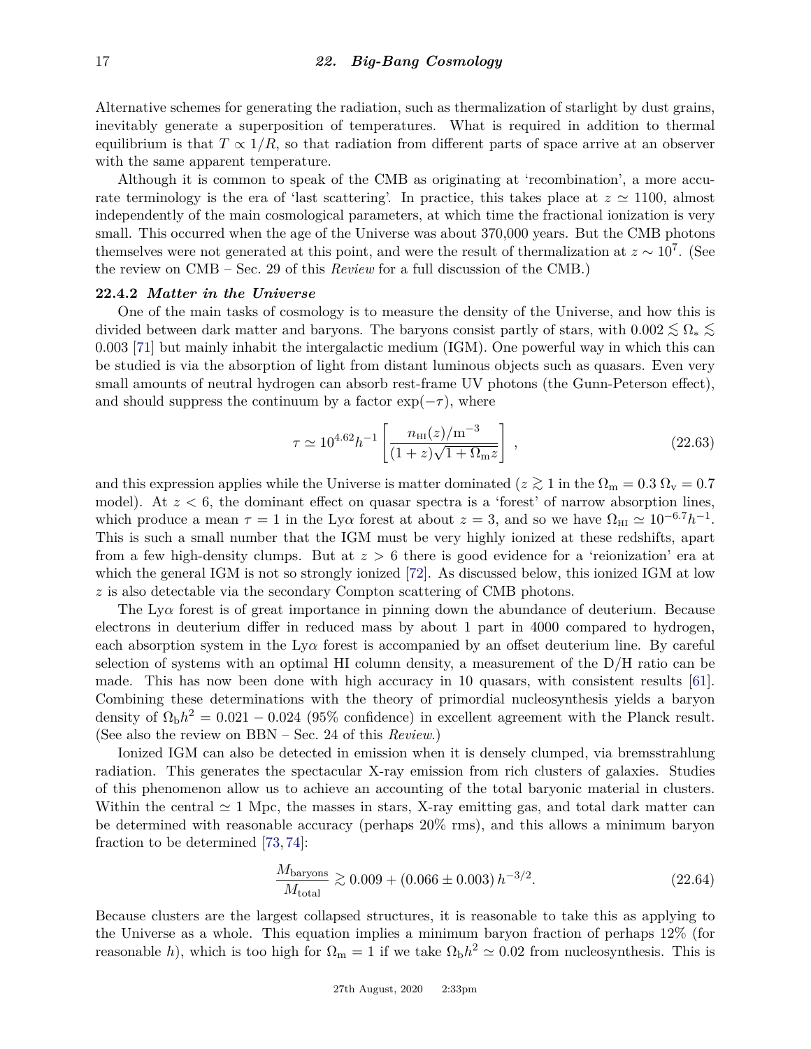Alternative schemes for generating the radiation, such as thermalization of starlight by dust grains, inevitably generate a superposition of temperatures. What is required in addition to thermal equilibrium is that $T \propto 1/R$, so that radiation from different parts of space arrive at an observer with the same apparent temperature.

Although it is common to speak of the CMB as originating at 'recombination', a more accurate terminology is the era of 'last scattering'. In practice, this takes place at $z \simeq 1100$, almost independently of the main cosmological parameters, at which time the fractional ionization is very small. This occurred when the age of the Universe was about 370,000 years. But the CMB photons themselves were not generated at this point, and were the result of thermalization at $z \sim 10^7$. (See the review on CMB – Sec. 29 of this *Review* for a full discussion of the CMB.)

### 22.4.2 *Matter in the Universe*

One of the main tasks of cosmology is to measure the density of the Universe, and how this is divided between dark matter and baryons. The baryons consist partly of stars, with $0.002 \lesssim \Omega_* \lesssim 0.003$ [71] but mainly inhabit the intergalactic medium (IGM). One powerful way in which this can be studied is via the absorption of light from distant luminous objects such as quasars. Even very small amounts of neutral hydrogen can absorb rest-frame UV photons (the Gunn-Peterson effect), and should suppress the continuum by a factor $\exp(-\tau)$, where

$$\tau \simeq 10^{4.62} h^{-1} \left[ \frac{n_{\rm HI}(z)/{\rm m}^{-3}}{(1+z)\sqrt{1+\Omega_{\rm m} z}} \right], \tag{22.63}$$

and this expression applies while the Universe is matter dominated ($z \gtrsim 1$ in the $\Omega_{\rm m} = 0.3$ $\Omega_{\rm v} = 0.7$ model). At $z < 6$, the dominant effect on quasar spectra is a 'forest' of narrow absorption lines, which produce a mean $\tau = 1$ in the Ly$\alpha$ forest at about $z = 3$, and so we have $\Omega_{\rm HI} \simeq 10^{-6.7} h^{-1}$. This is such a small number that the IGM must be very highly ionized at these redshifts, apart from a few high-density clumps. But at $z > 6$ there is good evidence for a 'reionization' era at which the general IGM is not so strongly ionized [72]. As discussed below, this ionized IGM at low $z$ is also detectable via the secondary Compton scattering of CMB photons.

The Ly$\alpha$ forest is of great importance in pinning down the abundance of deuterium. Because electrons in deuterium differ in reduced mass by about 1 part in 4000 compared to hydrogen, each absorption system in the Ly$\alpha$ forest is accompanied by an offset deuterium line. By careful selection of systems with an optimal HI column density, a measurement of the D/H ratio can be made. This has now been done with high accuracy in 10 quasars, with consistent results [61]. Combining these determinations with the theory of primordial nucleosynthesis yields a baryon density of $\Omega_{\rm b} h^2 = 0.021 - 0.024$ (95% confidence) in excellent agreement with the Planck result. (See also the review on BBN – Sec. 24 of this *Review*.)

Ionized IGM can also be detected in emission when it is densely clumped, via bremsstrahlung radiation. This generates the spectacular X-ray emission from rich clusters of galaxies. Studies of this phenomenon allow us to achieve an accounting of the total baryonic material in clusters. Within the central $\simeq 1$ Mpc, the masses in stars, X-ray emitting gas, and total dark matter can be determined with reasonable accuracy (perhaps 20% rms), and this allows a minimum baryon fraction to be determined [73, 74]:

$$\frac{M_{\rm baryons}}{M_{\rm total}} \gtrsim 0.009 + (0.066 \pm 0.003)\, h^{-3/2}. \tag{22.64}$$

Because clusters are the largest collapsed structures, it is reasonable to take this as applying to the Universe as a whole. This equation implies a minimum baryon fraction of perhaps 12% (for reasonable $h$), which is too high for $\Omega_{\rm m} = 1$ if we take $\Omega_{\rm b} h^2 \simeq 0.02$ from nucleosynthesis. This is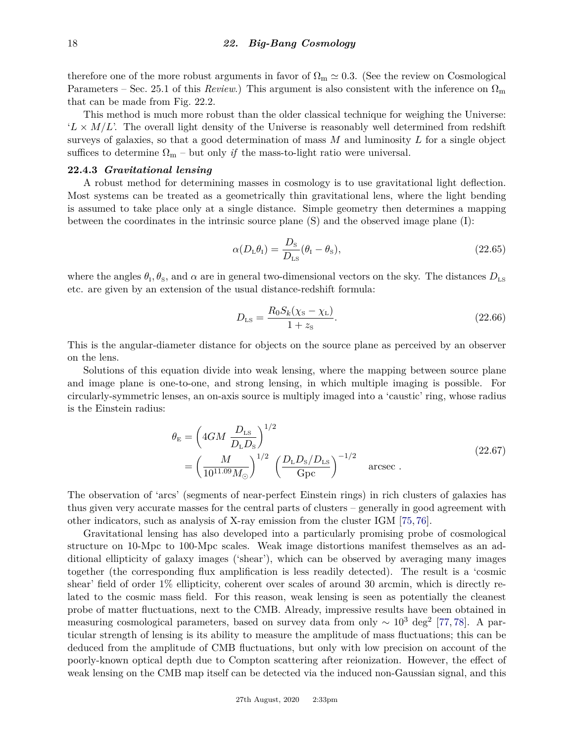therefore one of the more robust arguments in favor of $\Omega_{\rm m} \simeq 0.3$. (See the review on Cosmological Parameters – Sec. 25.1 of this *Review*.) This argument is also consistent with the inference on $\Omega_{\rm m}$ that can be made from Fig. 22.2.

This method is much more robust than the older classical technique for weighing the Universe: '$L \times M/L$'. The overall light density of the Universe is reasonably well determined from redshift surveys of galaxies, so that a good determination of mass $M$ and luminosity $L$ for a single object suffices to determine $\Omega_{\rm m}$ – but only *if* the mass-to-light ratio were universal.

### 22.4.3 *Gravitational lensing*

A robust method for determining masses in cosmology is to use gravitational light deflection. Most systems can be treated as a geometrically thin gravitational lens, where the light bending is assumed to take place only at a single distance. Simple geometry then determines a mapping between the coordinates in the intrinsic source plane (S) and the observed image plane (I):

$$\alpha(D_{\rm L}\theta_{\rm I}) = \frac{D_{\rm S}}{D_{\rm LS}}(\theta_{\rm I} - \theta_{\rm S}), \tag{22.65}$$

where the angles $\theta_{\rm I}, \theta_{\rm S}$, and $\alpha$ are in general two-dimensional vectors on the sky. The distances $D_{\rm LS}$ etc. are given by an extension of the usual distance-redshift formula:

$$D_{\rm LS} = \frac{R_0 S_k(\chi_{\rm S} - \chi_{\rm L})}{1 + z_{\rm S}}. \tag{22.66}$$

This is the angular-diameter distance for objects on the source plane as perceived by an observer on the lens.

Solutions of this equation divide into weak lensing, where the mapping between source plane and image plane is one-to-one, and strong lensing, in which multiple imaging is possible. For circularly-symmetric lenses, an on-axis source is multiply imaged into a 'caustic' ring, whose radius is the Einstein radius:

$$\begin{aligned} \theta_{\rm E} &= \left(4GM\,\frac{D_{\rm LS}}{D_{\rm L}D_{\rm S}}\right)^{1/2} \\ &= \left(\frac{M}{10^{11.09}M_\odot}\right)^{1/2}\,\left(\frac{D_{\rm L}D_{\rm S}/D_{\rm LS}}{\rm Gpc}\right)^{-1/2} \quad \text{arcsec}\ . \end{aligned} \tag{22.67}$$

The observation of 'arcs' (segments of near-perfect Einstein rings) in rich clusters of galaxies has thus given very accurate masses for the central parts of clusters – generally in good agreement with other indicators, such as analysis of X-ray emission from the cluster IGM [75,76].

Gravitational lensing has also developed into a particularly promising probe of cosmological structure on 10-Mpc to 100-Mpc scales. Weak image distortions manifest themselves as an additional ellipticity of galaxy images ('shear'), which can be observed by averaging many images together (the corresponding flux amplification is less readily detected). The result is a 'cosmic shear' field of order 1% ellipticity, coherent over scales of around 30 arcmin, which is directly related to the cosmic mass field. For this reason, weak lensing is seen as potentially the cleanest probe of matter fluctuations, next to the CMB. Already, impressive results have been obtained in measuring cosmological parameters, based on survey data from only $\sim 10^3$ deg$^2$ [77,78]. A particular strength of lensing is its ability to measure the amplitude of mass fluctuations; this can be deduced from the amplitude of CMB fluctuations, but only with low precision on account of the poorly-known optical depth due to Compton scattering after reionization. However, the effect of weak lensing on the CMB map itself can be detected via the induced non-Gaussian signal, and this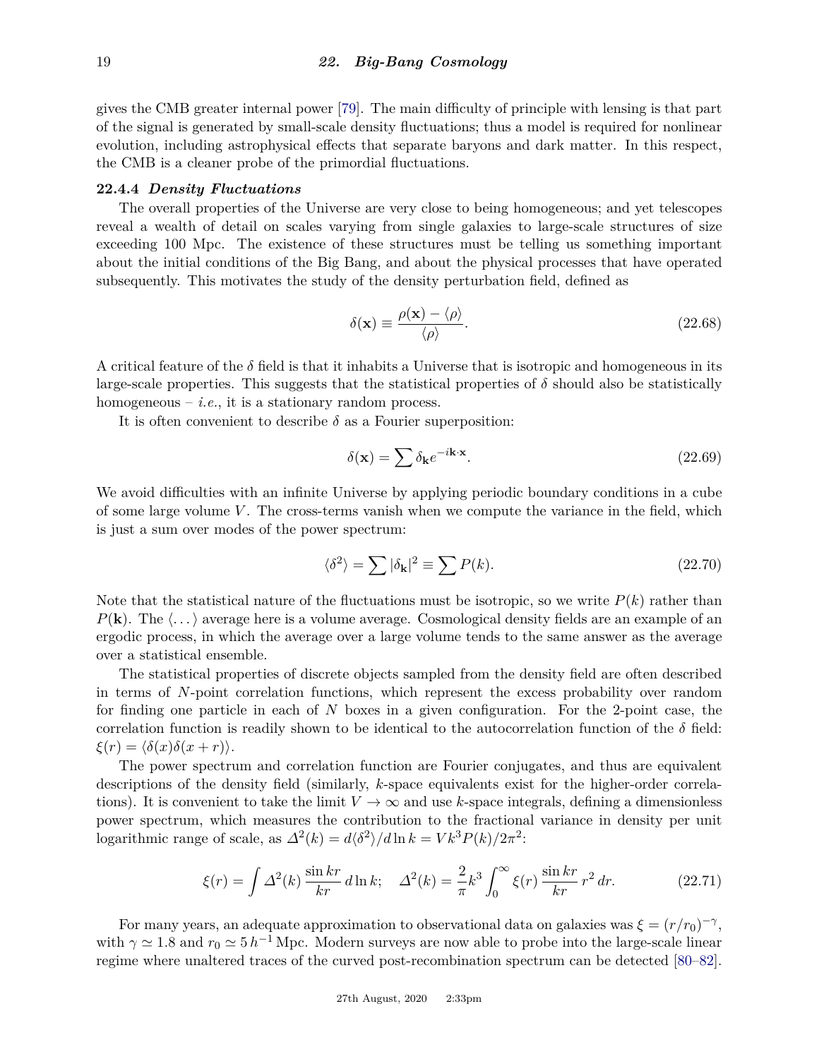gives the CMB greater internal power [79]. The main difficulty of principle with lensing is that part of the signal is generated by small-scale density fluctuations; thus a model is required for nonlinear evolution, including astrophysical effects that separate baryons and dark matter. In this respect, the CMB is a cleaner probe of the primordial fluctuations.

### 22.4.4 *Density Fluctuations*

The overall properties of the Universe are very close to being homogeneous; and yet telescopes reveal a wealth of detail on scales varying from single galaxies to large-scale structures of size exceeding 100 Mpc. The existence of these structures must be telling us something important about the initial conditions of the Big Bang, and about the physical processes that have operated subsequently. This motivates the study of the density perturbation field, defined as

$$\delta(\mathbf{x}) \equiv \frac{\rho(\mathbf{x}) - \langle \rho \rangle}{\langle \rho \rangle}. \tag{22.68}$$

A critical feature of the $\delta$ field is that it inhabits a Universe that is isotropic and homogeneous in its large-scale properties. This suggests that the statistical properties of $\delta$ should also be statistically homogeneous – *i.e.*, it is a stationary random process.

It is often convenient to describe $\delta$ as a Fourier superposition:

$$\delta(\mathbf{x}) = \sum \delta_{\mathbf{k}} e^{-i\mathbf{k}\cdot\mathbf{x}}. \tag{22.69}$$

We avoid difficulties with an infinite Universe by applying periodic boundary conditions in a cube of some large volume $V$. The cross-terms vanish when we compute the variance in the field, which is just a sum over modes of the power spectrum:

$$\langle \delta^2 \rangle = \sum |\delta_{\mathbf{k}}|^2 \equiv \sum P(k). \tag{22.70}$$

Note that the statistical nature of the fluctuations must be isotropic, so we write $P(k)$ rather than $P(\mathbf{k})$. The $\langle \dots \rangle$ average here is a volume average. Cosmological density fields are an example of an ergodic process, in which the average over a large volume tends to the same answer as the average over a statistical ensemble.

The statistical properties of discrete objects sampled from the density field are often described in terms of $N$-point correlation functions, which represent the excess probability over random for finding one particle in each of $N$ boxes in a given configuration. For the 2-point case, the correlation function is readily shown to be identical to the autocorrelation function of the $\delta$ field: $\xi(r) = \langle \delta(x)\delta(x+r) \rangle$.

The power spectrum and correlation function are Fourier conjugates, and thus are equivalent descriptions of the density field (similarly, $k$-space equivalents exist for the higher-order correlations). It is convenient to take the limit $V \to \infty$ and use $k$-space integrals, defining a dimensionless power spectrum, which measures the contribution to the fractional variance in density per unit logarithmic range of scale, as $\Delta^2(k) = d\langle \delta^2 \rangle / d\ln k = V k^3 P(k)/2\pi^2$:

$$\xi(r) = \int \Delta^2(k) \, \frac{\sin kr}{kr} \, d\ln k; \quad \Delta^2(k) = \frac{2}{\pi} k^3 \int_0^\infty \xi(r) \, \frac{\sin kr}{kr} \, r^2 \, dr. \tag{22.71}$$

For many years, an adequate approximation to observational data on galaxies was $\xi = (r/r_0)^{-\gamma}$, with $\gamma \simeq 1.8$ and $r_0 \simeq 5\, h^{-1}\,\mathrm{Mpc}$. Modern surveys are now able to probe into the large-scale linear regime where unaltered traces of the curved post-recombination spectrum can be detected [80–82].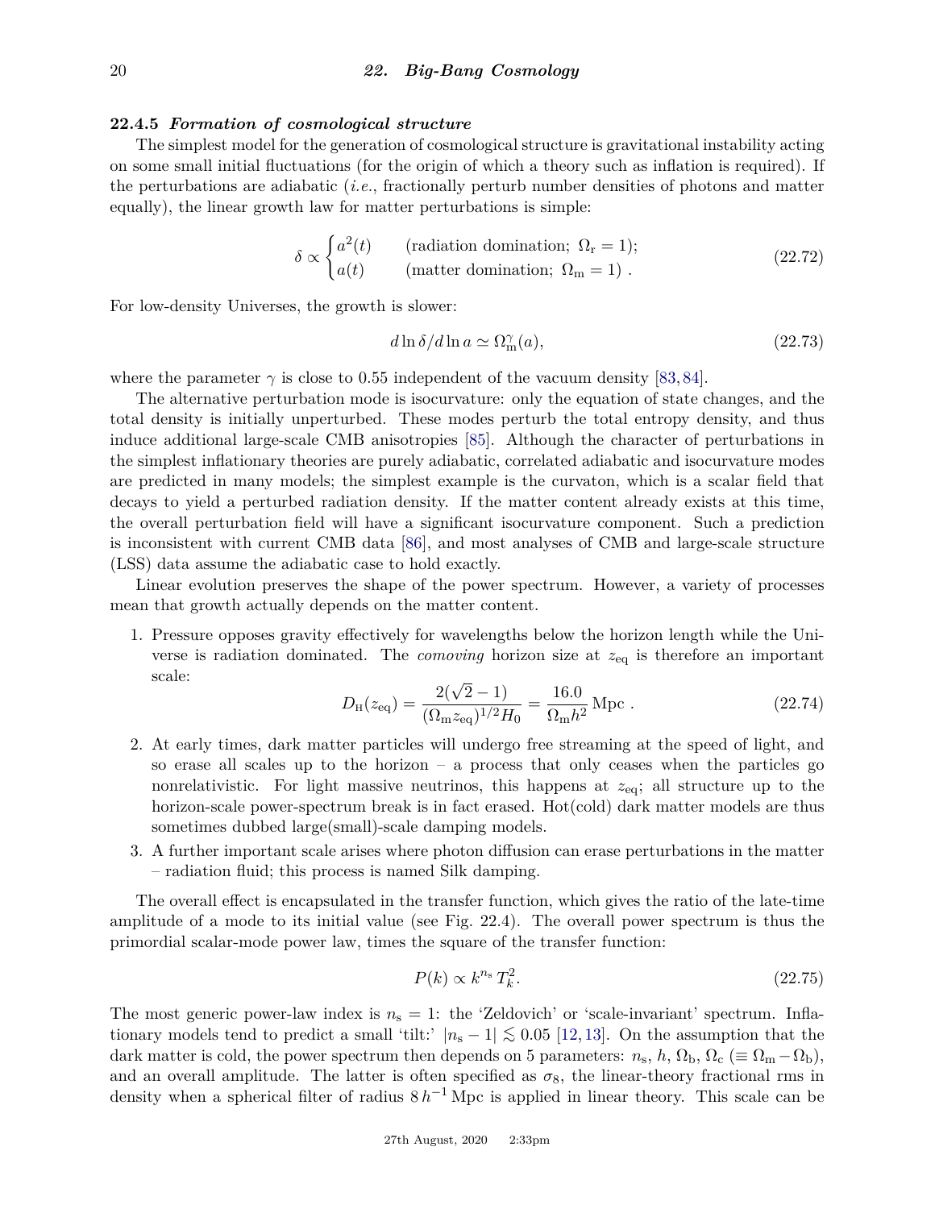### 22.4.5 *Formation of cosmological structure*

The simplest model for the generation of cosmological structure is gravitational instability acting on some small initial fluctuations (for the origin of which a theory such as inflation is required). If the perturbations are adiabatic (*i.e.*, fractionally perturb number densities of photons and matter equally), the linear growth law for matter perturbations is simple:

$$\delta \propto \begin{cases} a^2(t) & \text{(radiation domination; } \Omega_\mathrm{r} = 1); \\ a(t) & \text{(matter domination; } \Omega_\mathrm{m} = 1) \, . \end{cases} \tag{22.72}$$

For low-density Universes, the growth is slower:

$$d \ln \delta / d \ln a \simeq \Omega_\mathrm{m}^\gamma(a), \tag{22.73}$$

where the parameter $\gamma$ is close to 0.55 independent of the vacuum density [83, 84].

The alternative perturbation mode is isocurvature: only the equation of state changes, and the total density is initially unperturbed. These modes perturb the total entropy density, and thus induce additional large-scale CMB anisotropies [85]. Although the character of perturbations in the simplest inflationary theories are purely adiabatic, correlated adiabatic and isocurvature modes are predicted in many models; the simplest example is the curvaton, which is a scalar field that decays to yield a perturbed radiation density. If the matter content already exists at this time, the overall perturbation field will have a significant isocurvature component. Such a prediction is inconsistent with current CMB data [86], and most analyses of CMB and large-scale structure (LSS) data assume the adiabatic case to hold exactly.

Linear evolution preserves the shape of the power spectrum. However, a variety of processes mean that growth actually depends on the matter content.

1. Pressure opposes gravity effectively for wavelengths below the horizon length while the Universe is radiation dominated. The *comoving* horizon size at $z_\mathrm{eq}$ is therefore an important scale:
$$D_\mathrm{H}(z_\mathrm{eq}) = \frac{2(\sqrt{2}-1)}{(\Omega_\mathrm{m} z_\mathrm{eq})^{1/2} H_0} = \frac{16.0}{\Omega_\mathrm{m} h^2} \, \mathrm{Mpc} \, . \tag{22.74}$$
2. At early times, dark matter particles will undergo free streaming at the speed of light, and so erase all scales up to the horizon – a process that only ceases when the particles go nonrelativistic. For light massive neutrinos, this happens at $z_\mathrm{eq}$; all structure up to the horizon-scale power-spectrum break is in fact erased. Hot(cold) dark matter models are thus sometimes dubbed large(small)-scale damping models.
3. A further important scale arises where photon diffusion can erase perturbations in the matter – radiation fluid; this process is named Silk damping.

The overall effect is encapsulated in the transfer function, which gives the ratio of the late-time amplitude of a mode to its initial value (see Fig. 22.4). The overall power spectrum is thus the primordial scalar-mode power law, times the square of the transfer function:

$$P(k) \propto k^{n_\mathrm{s}} \, T_k^2. \tag{22.75}$$

The most generic power-law index is $n_\mathrm{s} = 1$: the 'Zeldovich' or 'scale-invariant' spectrum. Inflationary models tend to predict a small 'tilt:' $|n_\mathrm{s} - 1| \lesssim 0.05$ [12, 13]. On the assumption that the dark matter is cold, the power spectrum then depends on 5 parameters: $n_\mathrm{s}$, $h$, $\Omega_\mathrm{b}$, $\Omega_\mathrm{c}$ ($\equiv \Omega_\mathrm{m} - \Omega_\mathrm{b}$), and an overall amplitude. The latter is often specified as $\sigma_8$, the linear-theory fractional rms in density when a spherical filter of radius $8 \, h^{-1}$ Mpc is applied in linear theory. This scale can be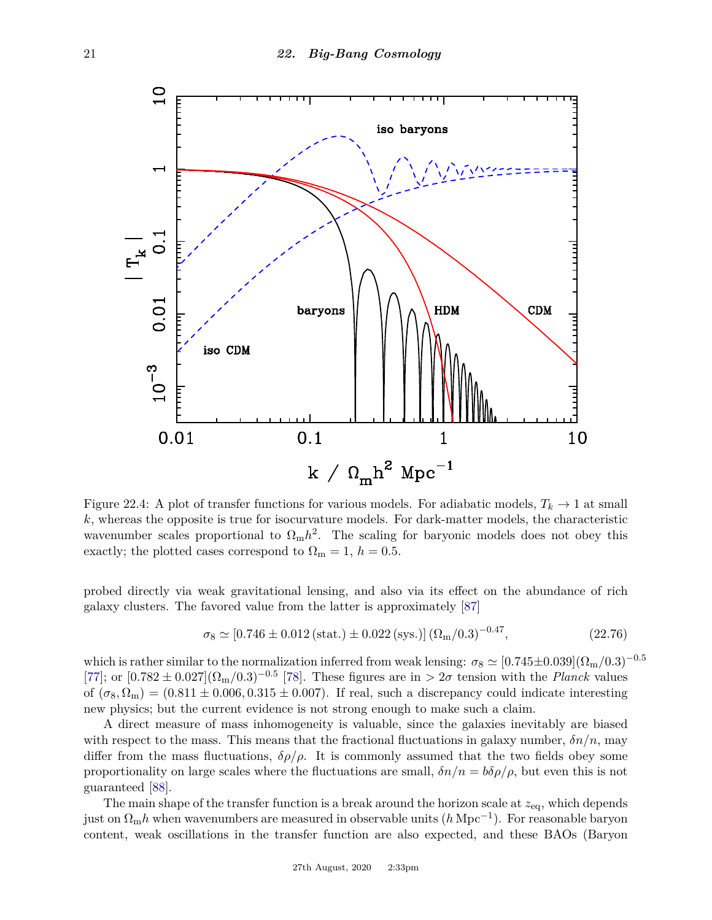Figure 22.4: A plot of transfer functions for various models. For adiabatic models, $T_k \to 1$ at small $k$, whereas the opposite is true for isocurvature models. For dark-matter models, the characteristic wavenumber scales proportional to $\Omega_{\rm m} h^2$. The scaling for baryonic models does not obey this exactly; the plotted cases correspond to $\Omega_{\rm m} = 1$, $h = 0.5$.

probed directly via weak gravitational lensing, and also via its effect on the abundance of rich galaxy clusters. The favored value from the latter is approximately [87]

$$\sigma_8 \simeq [0.746 \pm 0.012\,(\text{stat.}) \pm 0.022\,(\text{sys.})]\,(\Omega_{\rm m}/0.3)^{-0.47}, \tag{22.76}$$

which is rather similar to the normalization inferred from weak lensing: $\sigma_8 \simeq [0.745 \pm 0.039](\Omega_{\rm m}/0.3)^{-0.5}$ [77]; or $[0.782 \pm 0.027](\Omega_{\rm m}/0.3)^{-0.5}$ [78]. These figures are in $> 2\sigma$ tension with the *Planck* values of $(\sigma_8, \Omega_{\rm m}) = (0.811 \pm 0.006, 0.315 \pm 0.007)$. If real, such a discrepancy could indicate interesting new physics; but the current evidence is not strong enough to make such a claim.

A direct measure of mass inhomogeneity is valuable, since the galaxies inevitably are biased with respect to the mass. This means that the fractional fluctuations in galaxy number, $\delta n/n$, may differ from the mass fluctuations, $\delta\rho/\rho$. It is commonly assumed that the two fields obey some proportionality on large scales where the fluctuations are small, $\delta n/n = b\delta\rho/\rho$, but even this is not guaranteed [88].

The main shape of the transfer function is a break around the horizon scale at $z_{\rm eq}$, which depends just on $\Omega_{\rm m} h$ when wavenumbers are measured in observable units ($h\,{\rm Mpc}^{-1}$). For reasonable baryon content, weak oscillations in the transfer function are also expected, and these BAOs (Baryon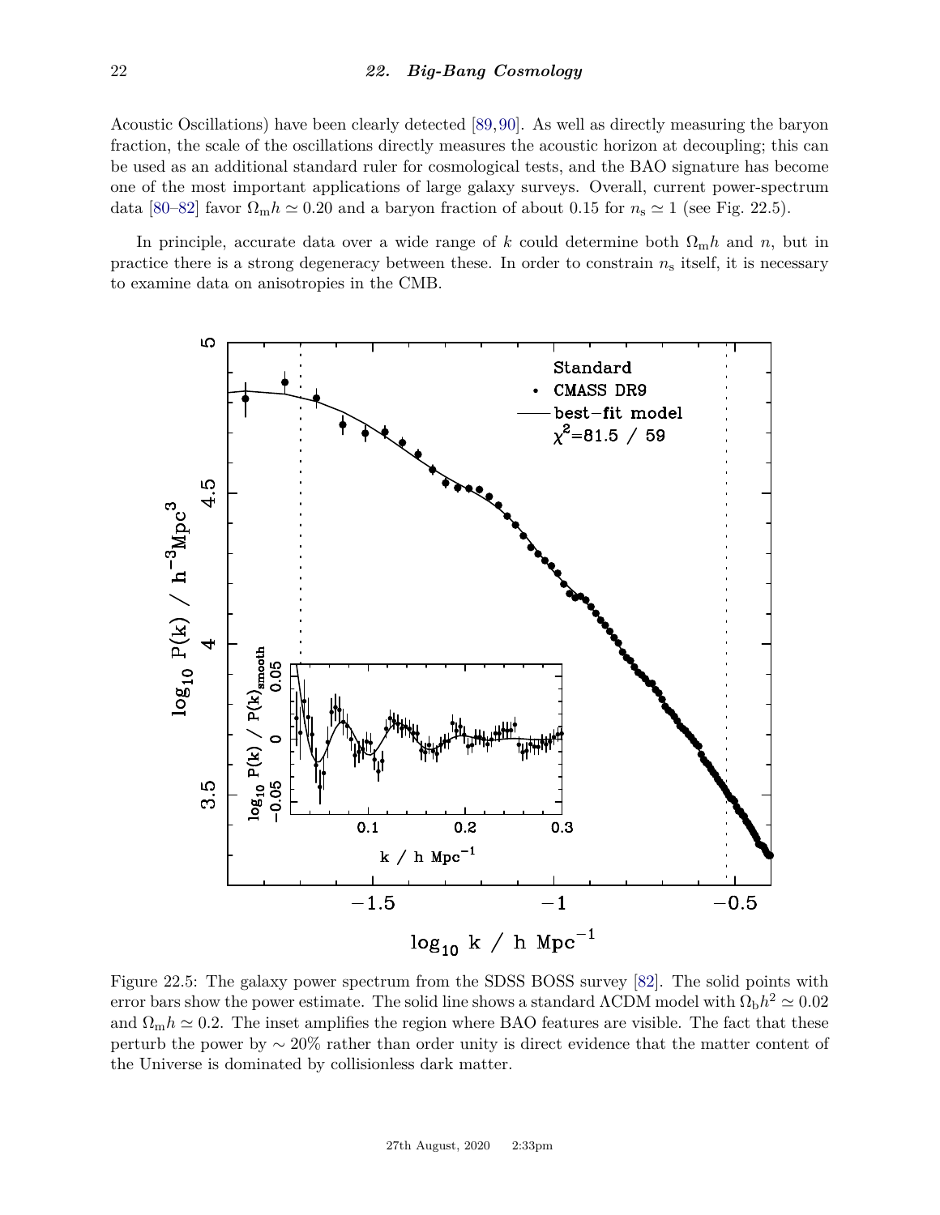Acoustic Oscillations) have been clearly detected [89,90]. As well as directly measuring the baryon fraction, the scale of the oscillations directly measures the acoustic horizon at decoupling; this can be used as an additional standard ruler for cosmological tests, and the BAO signature has become one of the most important applications of large galaxy surveys. Overall, current power-spectrum data [80–82] favor $\Omega_{\rm m}h \simeq 0.20$ and a baryon fraction of about 0.15 for $n_{\rm s} \simeq 1$ (see Fig. 22.5).

In principle, accurate data over a wide range of $k$ could determine both $\Omega_{\rm m}h$ and $n$, but in practice there is a strong degeneracy between these. In order to constrain $n_{\rm s}$ itself, it is necessary to examine data on anisotropies in the CMB.

Figure 22.5: The galaxy power spectrum from the SDSS BOSS survey [82]. The solid points with error bars show the power estimate. The solid line shows a standard ΛCDM model with $\Omega_{\rm b}h^2 \simeq 0.02$ and $\Omega_{\rm m}h \simeq 0.2$. The inset amplifies the region where BAO features are visible. The fact that these perturb the power by $\sim 20\%$ rather than order unity is direct evidence that the matter content of the Universe is dominated by collisionless dark matter.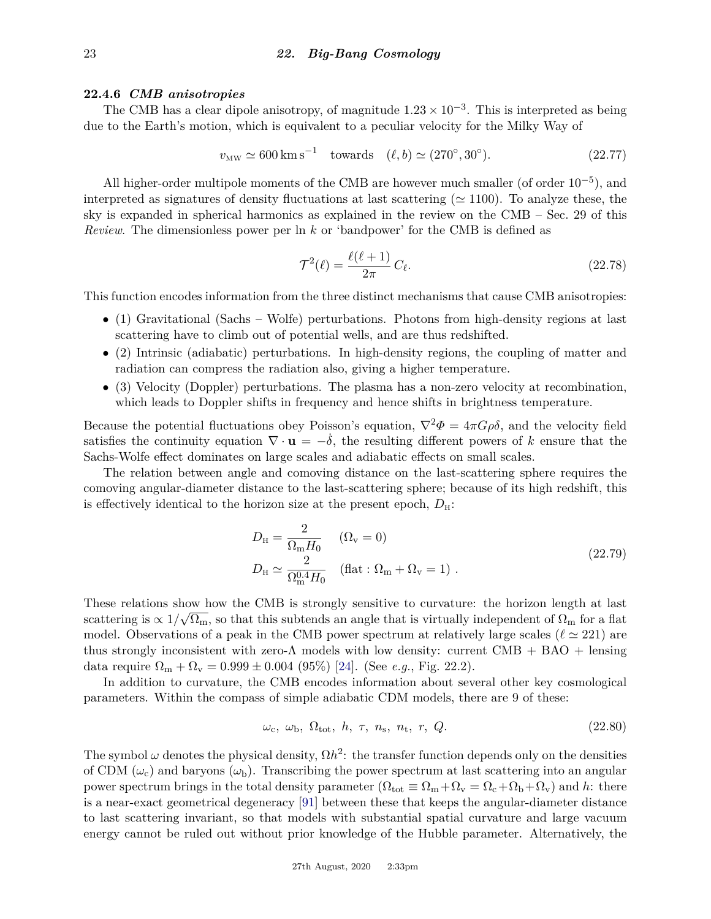### 22.4.6 *CMB anisotropies*

The CMB has a clear dipole anisotropy, of magnitude $1.23 \times 10^{-3}$. This is interpreted as being due to the Earth's motion, which is equivalent to a peculiar velocity for the Milky Way of

$$v_{\text{MW}} \simeq 600\,\text{km}\,\text{s}^{-1} \quad \text{towards} \quad (\ell, b) \simeq (270^\circ, 30^\circ). \tag{22.77}$$

All higher-order multipole moments of the CMB are however much smaller (of order $10^{-5}$), and interpreted as signatures of density fluctuations at last scattering ($\simeq 1100$). To analyze these, the sky is expanded in spherical harmonics as explained in the review on the CMB – Sec. 29 of this *Review*. The dimensionless power per ln $k$ or 'bandpower' for the CMB is defined as

$$\mathcal{T}^2(\ell) = \frac{\ell(\ell+1)}{2\pi}\,C_\ell. \tag{22.78}$$

This function encodes information from the three distinct mechanisms that cause CMB anisotropies:

- (1) Gravitational (Sachs – Wolfe) perturbations. Photons from high-density regions at last scattering have to climb out of potential wells, and are thus redshifted.
- (2) Intrinsic (adiabatic) perturbations. In high-density regions, the coupling of matter and radiation can compress the radiation also, giving a higher temperature.
- (3) Velocity (Doppler) perturbations. The plasma has a non-zero velocity at recombination, which leads to Doppler shifts in frequency and hence shifts in brightness temperature.

Because the potential fluctuations obey Poisson's equation, $\nabla^2\Phi = 4\pi G\rho\delta$, and the velocity field satisfies the continuity equation $\nabla \cdot \mathbf{u} = -\dot{\delta}$, the resulting different powers of $k$ ensure that the Sachs-Wolfe effect dominates on large scales and adiabatic effects on small scales.

The relation between angle and comoving distance on the last-scattering sphere requires the comoving angular-diameter distance to the last-scattering sphere; because of its high redshift, this is effectively identical to the horizon size at the present epoch, $D_{\text{H}}$:

$$\begin{aligned} D_{\text{H}} &= \frac{2}{\Omega_{\text{m}} H_0} \quad (\Omega_{\text{v}} = 0) \\ D_{\text{H}} &\simeq \frac{2}{\Omega_{\text{m}}^{0.4} H_0} \quad (\text{flat} : \Omega_{\text{m}} + \Omega_{\text{v}} = 1)\ . \end{aligned} \tag{22.79}$$

These relations show how the CMB is strongly sensitive to curvature: the horizon length at last scattering is $\propto 1/\sqrt{\Omega_{\text{m}}}$, so that this subtends an angle that is virtually independent of $\Omega_{\text{m}}$ for a flat model. Observations of a peak in the CMB power spectrum at relatively large scales ($\ell \simeq 221$) are thus strongly inconsistent with zero-$\Lambda$ models with low density: current CMB + BAO + lensing data require $\Omega_{\text{m}} + \Omega_{\text{v}} = 0.999 \pm 0.004$ (95%) [24]. (See *e.g.*, Fig. 22.2).

In addition to curvature, the CMB encodes information about several other key cosmological parameters. Within the compass of simple adiabatic CDM models, there are 9 of these:

$$\omega_{\text{c}},\ \omega_{\text{b}},\ \Omega_{\text{tot}},\ h,\ \tau,\ n_{\text{s}},\ n_{\text{t}},\ r,\ Q. \tag{22.80}$$

The symbol $\omega$ denotes the physical density, $\Omega h^2$: the transfer function depends only on the densities of CDM ($\omega_{\text{c}}$) and baryons ($\omega_{\text{b}}$). Transcribing the power spectrum at last scattering into an angular power spectrum brings in the total density parameter ($\Omega_{\text{tot}} \equiv \Omega_{\text{m}} + \Omega_{\text{v}} = \Omega_{\text{c}} + \Omega_{\text{b}} + \Omega_{\text{v}}$) and $h$: there is a near-exact geometrical degeneracy [91] between these that keeps the angular-diameter distance to last scattering invariant, so that models with substantial spatial curvature and large vacuum energy cannot be ruled out without prior knowledge of the Hubble parameter. Alternatively, the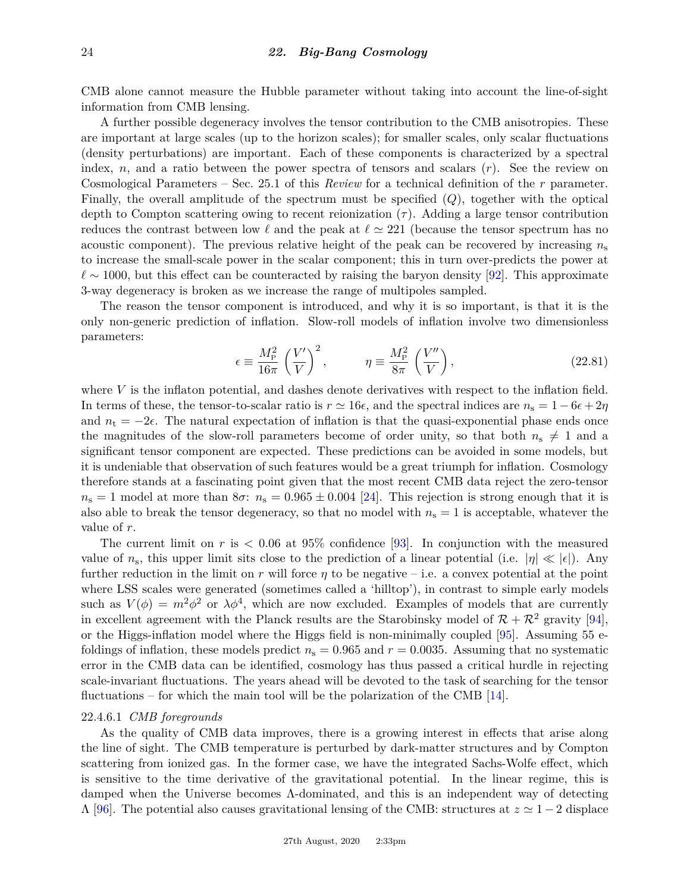CMB alone cannot measure the Hubble parameter without taking into account the line-of-sight information from CMB lensing.

A further possible degeneracy involves the tensor contribution to the CMB anisotropies. These are important at large scales (up to the horizon scales); for smaller scales, only scalar fluctuations (density perturbations) are important. Each of these components is characterized by a spectral index, $n$, and a ratio between the power spectra of tensors and scalars ($r$). See the review on Cosmological Parameters – Sec. 25.1 of this *Review* for a technical definition of the $r$ parameter. Finally, the overall amplitude of the spectrum must be specified ($Q$), together with the optical depth to Compton scattering owing to recent reionization ($\tau$). Adding a large tensor contribution reduces the contrast between low $\ell$ and the peak at $\ell \simeq 221$ (because the tensor spectrum has no acoustic component). The previous relative height of the peak can be recovered by increasing $n_{\rm s}$ to increase the small-scale power in the scalar component; this in turn over-predicts the power at $\ell \sim 1000$, but this effect can be counteracted by raising the baryon density [92]. This approximate 3-way degeneracy is broken as we increase the range of multipoles sampled.

The reason the tensor component is introduced, and why it is so important, is that it is the only non-generic prediction of inflation. Slow-roll models of inflation involve two dimensionless parameters:

$$\epsilon \equiv \frac{M_{\rm P}^2}{16\pi}\left(\frac{V'}{V}\right)^2, \qquad \eta \equiv \frac{M_{\rm P}^2}{8\pi}\left(\frac{V''}{V}\right), \tag{22.81}$$

where $V$ is the inflaton potential, and dashes denote derivatives with respect to the inflation field. In terms of these, the tensor-to-scalar ratio is $r \simeq 16\epsilon$, and the spectral indices are $n_{\rm s} = 1 - 6\epsilon + 2\eta$ and $n_{\rm t} = -2\epsilon$. The natural expectation of inflation is that the quasi-exponential phase ends once the magnitudes of the slow-roll parameters become of order unity, so that both $n_{\rm s} \neq 1$ and a significant tensor component are expected. These predictions can be avoided in some models, but it is undeniable that observation of such features would be a great triumph for inflation. Cosmology therefore stands at a fascinating point given that the most recent CMB data reject the zero-tensor $n_{\rm s} = 1$ model at more than $8\sigma$: $n_{\rm s} = 0.965 \pm 0.004$ [24]. This rejection is strong enough that it is also able to break the tensor degeneracy, so that no model with $n_{\rm s} = 1$ is acceptable, whatever the value of $r$.

The current limit on $r$ is $< 0.06$ at 95% confidence [93]. In conjunction with the measured value of $n_{\rm s}$, this upper limit sits close to the prediction of a linear potential (i.e. $|\eta| \ll |\epsilon|$). Any further reduction in the limit on $r$ will force $\eta$ to be negative – i.e. a convex potential at the point where LSS scales were generated (sometimes called a 'hilltop'), in contrast to simple early models such as $V(\phi) = m^2\phi^2$ or $\lambda\phi^4$, which are now excluded. Examples of models that are currently in excellent agreement with the Planck results are the Starobinsky model of $\mathcal{R} + \mathcal{R}^2$ gravity [94], or the Higgs-inflation model where the Higgs field is non-minimally coupled [95]. Assuming 55 e-foldings of inflation, these models predict $n_{\rm s} = 0.965$ and $r = 0.0035$. Assuming that no systematic error in the CMB data can be identified, cosmology has thus passed a critical hurdle in rejecting scale-invariant fluctuations. The years ahead will be devoted to the task of searching for the tensor fluctuations – for which the main tool will be the polarization of the CMB [14].

#### 22.4.6.1 *CMB foregrounds*

As the quality of CMB data improves, there is a growing interest in effects that arise along the line of sight. The CMB temperature is perturbed by dark-matter structures and by Compton scattering from ionized gas. In the former case, we have the integrated Sachs-Wolfe effect, which is sensitive to the time derivative of the gravitational potential. In the linear regime, this is damped when the Universe becomes $\Lambda$-dominated, and this is an independent way of detecting $\Lambda$ [96]. The potential also causes gravitational lensing of the CMB: structures at $z \simeq 1-2$ displace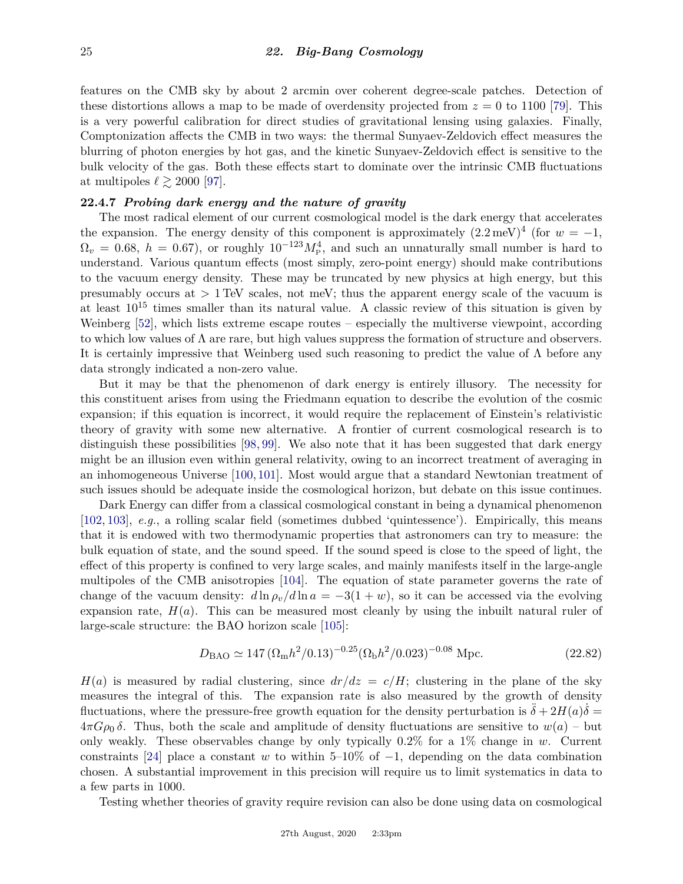features on the CMB sky by about 2 arcmin over coherent degree-scale patches. Detection of these distortions allows a map to be made of overdensity projected from $z = 0$ to 1100 [79]. This is a very powerful calibration for direct studies of gravitational lensing using galaxies. Finally, Comptonization affects the CMB in two ways: the thermal Sunyaev-Zeldovich effect measures the blurring of photon energies by hot gas, and the kinetic Sunyaev-Zeldovich effect is sensitive to the bulk velocity of the gas. Both these effects start to dominate over the intrinsic CMB fluctuations at multipoles $\ell \gtrsim 2000$ [97].

### 22.4.7 *Probing dark energy and the nature of gravity*

The most radical element of our current cosmological model is the dark energy that accelerates the expansion. The energy density of this component is approximately $(2.2\,\mathrm{meV})^4$ (for $w = -1$, $\Omega_v = 0.68$, $h = 0.67$), or roughly $10^{-123} M_{\mathrm{P}}^4$, and such an unnaturally small number is hard to understand. Various quantum effects (most simply, zero-point energy) should make contributions to the vacuum energy density. These may be truncated by new physics at high energy, but this presumably occurs at $> 1\,\mathrm{TeV}$ scales, not meV; thus the apparent energy scale of the vacuum is at least $10^{15}$ times smaller than its natural value. A classic review of this situation is given by Weinberg [52], which lists extreme escape routes – especially the multiverse viewpoint, according to which low values of $\Lambda$ are rare, but high values suppress the formation of structure and observers. It is certainly impressive that Weinberg used such reasoning to predict the value of $\Lambda$ before any data strongly indicated a non-zero value.

But it may be that the phenomenon of dark energy is entirely illusory. The necessity for this constituent arises from using the Friedmann equation to describe the evolution of the cosmic expansion; if this equation is incorrect, it would require the replacement of Einstein's relativistic theory of gravity with some new alternative. A frontier of current cosmological research is to distinguish these possibilities [98, 99]. We also note that it has been suggested that dark energy might be an illusion even within general relativity, owing to an incorrect treatment of averaging in an inhomogeneous Universe [100, 101]. Most would argue that a standard Newtonian treatment of such issues should be adequate inside the cosmological horizon, but debate on this issue continues.

Dark Energy can differ from a classical cosmological constant in being a dynamical phenomenon [102, 103], *e.g.*, a rolling scalar field (sometimes dubbed 'quintessence'). Empirically, this means that it is endowed with two thermodynamic properties that astronomers can try to measure: the bulk equation of state, and the sound speed. If the sound speed is close to the speed of light, the effect of this property is confined to very large scales, and mainly manifests itself in the large-angle multipoles of the CMB anisotropies [104]. The equation of state parameter governs the rate of change of the vacuum density: $d \ln \rho_v / d \ln a = -3(1 + w)$, so it can be accessed via the evolving expansion rate, $H(a)$. This can be measured most cleanly by using the inbuilt natural ruler of large-scale structure: the BAO horizon scale [105]:

$$D_{\mathrm{BAO}} \simeq 147\,(\Omega_{\mathrm{m}} h^2/0.13)^{-0.25} (\Omega_{\mathrm{b}} h^2/0.023)^{-0.08}\ \mathrm{Mpc}. \tag{22.82}$$

$H(a)$ is measured by radial clustering, since $dr/dz = c/H$; clustering in the plane of the sky measures the integral of this. The expansion rate is also measured by the growth of density fluctuations, where the pressure-free growth equation for the density perturbation is $\ddot{\delta} + 2H(a)\dot{\delta} = 4\pi G \rho_0\, \delta$. Thus, both the scale and amplitude of density fluctuations are sensitive to $w(a)$ – but only weakly. These observables change by only typically 0.2% for a 1% change in $w$. Current constraints [24] place a constant $w$ to within 5–10% of $-1$, depending on the data combination chosen. A substantial improvement in this precision will require us to limit systematics in data to a few parts in 1000.

Testing whether theories of gravity require revision can also be done using data on cosmological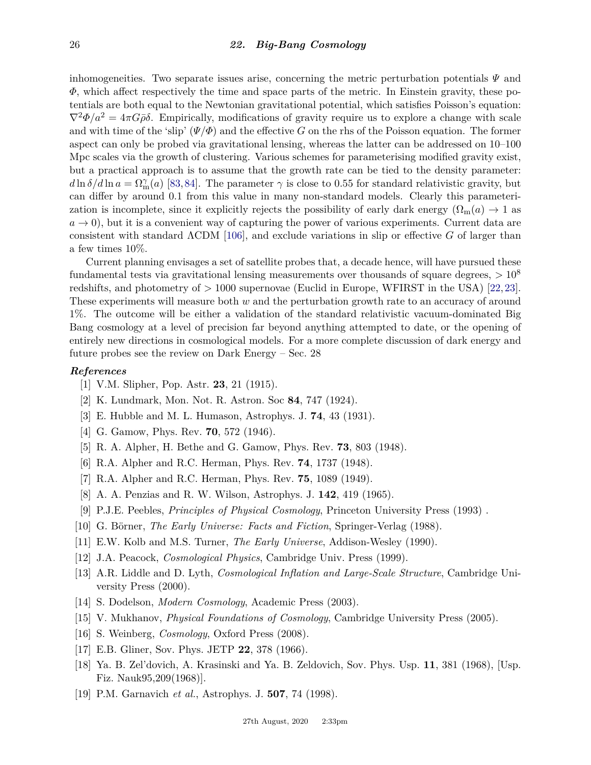inhomogeneities. Two separate issues arise, concerning the metric perturbation potentials $\Psi$ and $\Phi$, which affect respectively the time and space parts of the metric. In Einstein gravity, these potentials are both equal to the Newtonian gravitational potential, which satisfies Poisson's equation: $\nabla^2\Phi/a^2 = 4\pi G\bar{\rho}\delta$. Empirically, modifications of gravity require us to explore a change with scale and with time of the 'slip' ($\Psi/\Phi$) and the effective $G$ on the rhs of the Poisson equation. The former aspect can only be probed via gravitational lensing, whereas the latter can be addressed on 10–100 Mpc scales via the growth of clustering. Various schemes for parameterising modified gravity exist, but a practical approach is to assume that the growth rate can be tied to the density parameter: $d\ln\delta/d\ln a = \Omega_{\rm m}^{\gamma}(a)$ [83,84]. The parameter $\gamma$ is close to 0.55 for standard relativistic gravity, but can differ by around 0.1 from this value in many non-standard models. Clearly this parameterization is incomplete, since it explicitly rejects the possibility of early dark energy ($\Omega_{\rm m}(a) \to 1$ as $a \to 0$), but it is a convenient way of capturing the power of various experiments. Current data are consistent with standard ΛCDM [106], and exclude variations in slip or effective $G$ of larger than a few times 10%.

Current planning envisages a set of satellite probes that, a decade hence, will have pursued these fundamental tests via gravitational lensing measurements over thousands of square degrees, $> 10^8$ redshifts, and photometry of $> 1000$ supernovae (Euclid in Europe, WFIRST in the USA) [22,23]. These experiments will measure both $w$ and the perturbation growth rate to an accuracy of around 1%. The outcome will be either a validation of the standard relativistic vacuum-dominated Big Bang cosmology at a level of precision far beyond anything attempted to date, or the opening of entirely new directions in cosmological models. For a more complete discussion of dark energy and future probes see the review on Dark Energy – Sec. 28

### *References*

[1] V.M. Slipher, Pop. Astr. **23**, 21 (1915).

[2] K. Lundmark, Mon. Not. R. Astron. Soc **84**, 747 (1924).

[3] E. Hubble and M. L. Humason, Astrophys. J. **74**, 43 (1931).

[4] G. Gamow, Phys. Rev. **70**, 572 (1946).

[5] R. A. Alpher, H. Bethe and G. Gamow, Phys. Rev. **73**, 803 (1948).

[6] R.A. Alpher and R.C. Herman, Phys. Rev. **74**, 1737 (1948).

[7] R.A. Alpher and R.C. Herman, Phys. Rev. **75**, 1089 (1949).

[8] A. A. Penzias and R. W. Wilson, Astrophys. J. **142**, 419 (1965).

[9] P.J.E. Peebles, *Principles of Physical Cosmology*, Princeton University Press (1993) .

[10] G. Börner, *The Early Universe: Facts and Fiction*, Springer-Verlag (1988).

[11] E.W. Kolb and M.S. Turner, *The Early Universe*, Addison-Wesley (1990).

[12] J.A. Peacock, *Cosmological Physics*, Cambridge Univ. Press (1999).

[13] A.R. Liddle and D. Lyth, *Cosmological Inflation and Large-Scale Structure*, Cambridge University Press (2000).

[14] S. Dodelson, *Modern Cosmology*, Academic Press (2003).

[15] V. Mukhanov, *Physical Foundations of Cosmology*, Cambridge University Press (2005).

[16] S. Weinberg, *Cosmology*, Oxford Press (2008).

[17] E.B. Gliner, Sov. Phys. JETP **22**, 378 (1966).

[18] Ya. B. Zel'dovich, A. Krasinski and Ya. B. Zeldovich, Sov. Phys. Usp. **11**, 381 (1968), [Usp. Fiz. Nauk95,209(1968)].

[19] P.M. Garnavich *et al.*, Astrophys. J. **507**, 74 (1998).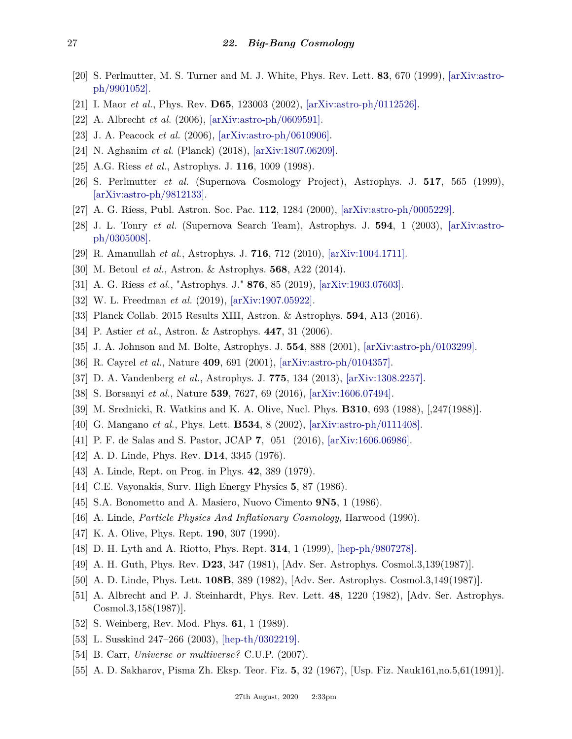[20] S. Perlmutter, M. S. Turner and M. J. White, Phys. Rev. Lett. **83**, 670 (1999), [arXiv:astro-ph/9901052].

[21] I. Maor *et al.*, Phys. Rev. **D65**, 123003 (2002), [arXiv:astro-ph/0112526].

[22] A. Albrecht *et al.* (2006), [arXiv:astro-ph/0609591].

[23] J. A. Peacock *et al.* (2006), [arXiv:astro-ph/0610906].

[24] N. Aghanim *et al.* (Planck) (2018), [arXiv:1807.06209].

[25] A.G. Riess *et al.*, Astrophys. J. **116**, 1009 (1998).

[26] S. Perlmutter *et al.* (Supernova Cosmology Project), Astrophys. J. **517**, 565 (1999), [arXiv:astro-ph/9812133].

[27] A. G. Riess, Publ. Astron. Soc. Pac. **112**, 1284 (2000), [arXiv:astro-ph/0005229].

[28] J. L. Tonry *et al.* (Supernova Search Team), Astrophys. J. **594**, 1 (2003), [arXiv:astro-ph/0305008].

[29] R. Amanullah *et al.*, Astrophys. J. **716**, 712 (2010), [arXiv:1004.1711].

[30] M. Betoul *et al.*, Astron. & Astrophys. **568**, A22 (2014).

[31] A. G. Riess *et al.*, "Astrophys. J." **876**, 85 (2019), [arXiv:1903.07603].

[32] W. L. Freedman *et al.* (2019), [arXiv:1907.05922].

[33] Planck Collab. 2015 Results XIII, Astron. & Astrophys. **594**, A13 (2016).

[34] P. Astier *et al.*, Astron. & Astrophys. **447**, 31 (2006).

[35] J. A. Johnson and M. Bolte, Astrophys. J. **554**, 888 (2001), [arXiv:astro-ph/0103299].

[36] R. Cayrel *et al.*, Nature **409**, 691 (2001), [arXiv:astro-ph/0104357].

[37] D. A. Vandenberg *et al.*, Astrophys. J. **775**, 134 (2013), [arXiv:1308.2257].

[38] S. Borsanyi *et al.*, Nature **539**, 7627, 69 (2016), [arXiv:1606.07494].

[39] M. Srednicki, R. Watkins and K. A. Olive, Nucl. Phys. **B310**, 693 (1988), [,247(1988)].

[40] G. Mangano *et al.*, Phys. Lett. **B534**, 8 (2002), [arXiv:astro-ph/0111408].

[41] P. F. de Salas and S. Pastor, JCAP **7**, 051 (2016), [arXiv:1606.06986].

[42] A. D. Linde, Phys. Rev. **D14**, 3345 (1976).

[43] A. Linde, Rept. on Prog. in Phys. **42**, 389 (1979).

[44] C.E. Vayonakis, Surv. High Energy Physics **5**, 87 (1986).

[45] S.A. Bonometto and A. Masiero, Nuovo Cimento **9N5**, 1 (1986).

[46] A. Linde, *Particle Physics And Inflationary Cosmology*, Harwood (1990).

[47] K. A. Olive, Phys. Rept. **190**, 307 (1990).

[48] D. H. Lyth and A. Riotto, Phys. Rept. **314**, 1 (1999), [hep-ph/9807278].

[49] A. H. Guth, Phys. Rev. **D23**, 347 (1981), [Adv. Ser. Astrophys. Cosmol.3,139(1987)].

[50] A. D. Linde, Phys. Lett. **108B**, 389 (1982), [Adv. Ser. Astrophys. Cosmol.3,149(1987)].

[51] A. Albrecht and P. J. Steinhardt, Phys. Rev. Lett. **48**, 1220 (1982), [Adv. Ser. Astrophys. Cosmol.3,158(1987)].

[52] S. Weinberg, Rev. Mod. Phys. **61**, 1 (1989).

[53] L. Susskind 247–266 (2003), [hep-th/0302219].

[54] B. Carr, *Universe or multiverse?* C.U.P. (2007).

[55] A. D. Sakharov, Pisma Zh. Eksp. Teor. Fiz. **5**, 32 (1967), [Usp. Fiz. Nauk161,no.5,61(1991)].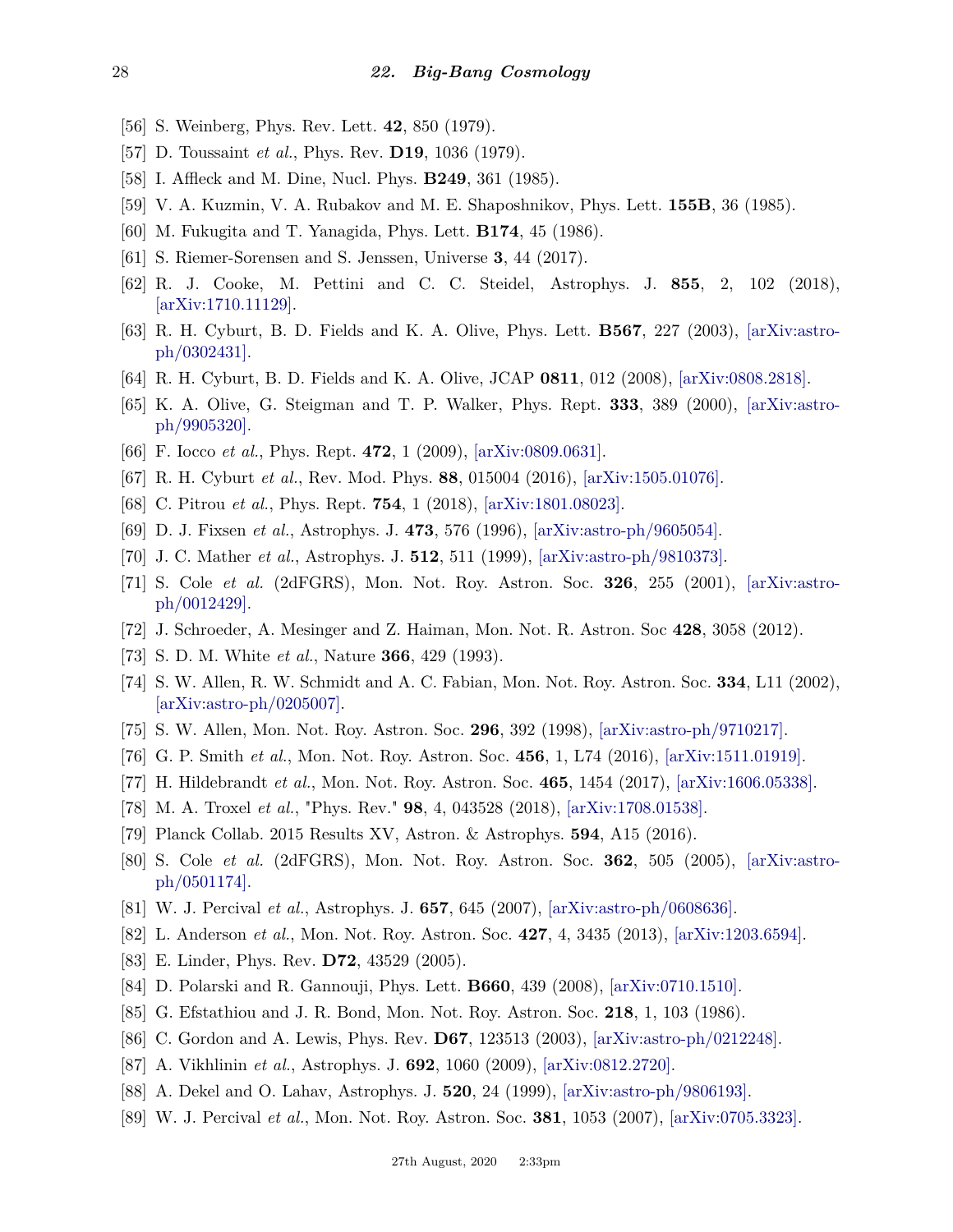[56] S. Weinberg, Phys. Rev. Lett. **42**, 850 (1979).

[57] D. Toussaint *et al.*, Phys. Rev. **D19**, 1036 (1979).

[58] I. Affleck and M. Dine, Nucl. Phys. **B249**, 361 (1985).

[59] V. A. Kuzmin, V. A. Rubakov and M. E. Shaposhnikov, Phys. Lett. **155B**, 36 (1985).

[60] M. Fukugita and T. Yanagida, Phys. Lett. **B174**, 45 (1986).

[61] S. Riemer-Sorensen and S. Jenssen, Universe **3**, 44 (2017).

[62] R. J. Cooke, M. Pettini and C. C. Steidel, Astrophys. J. **855**, 2, 102 (2018), [arXiv:1710.11129].

[63] R. H. Cyburt, B. D. Fields and K. A. Olive, Phys. Lett. **B567**, 227 (2003), [arXiv:astro-ph/0302431].

[64] R. H. Cyburt, B. D. Fields and K. A. Olive, JCAP **0811**, 012 (2008), [arXiv:0808.2818].

[65] K. A. Olive, G. Steigman and T. P. Walker, Phys. Rept. **333**, 389 (2000), [arXiv:astro-ph/9905320].

[66] F. Iocco *et al.*, Phys. Rept. **472**, 1 (2009), [arXiv:0809.0631].

[67] R. H. Cyburt *et al.*, Rev. Mod. Phys. **88**, 015004 (2016), [arXiv:1505.01076].

[68] C. Pitrou *et al.*, Phys. Rept. **754**, 1 (2018), [arXiv:1801.08023].

[69] D. J. Fixsen *et al.*, Astrophys. J. **473**, 576 (1996), [arXiv:astro-ph/9605054].

[70] J. C. Mather *et al.*, Astrophys. J. **512**, 511 (1999), [arXiv:astro-ph/9810373].

[71] S. Cole *et al.* (2dFGRS), Mon. Not. Roy. Astron. Soc. **326**, 255 (2001), [arXiv:astro-ph/0012429].

[72] J. Schroeder, A. Mesinger and Z. Haiman, Mon. Not. R. Astron. Soc **428**, 3058 (2012).

[73] S. D. M. White *et al.*, Nature **366**, 429 (1993).

[74] S. W. Allen, R. W. Schmidt and A. C. Fabian, Mon. Not. Roy. Astron. Soc. **334**, L11 (2002), [arXiv:astro-ph/0205007].

[75] S. W. Allen, Mon. Not. Roy. Astron. Soc. **296**, 392 (1998), [arXiv:astro-ph/9710217].

[76] G. P. Smith *et al.*, Mon. Not. Roy. Astron. Soc. **456**, 1, L74 (2016), [arXiv:1511.01919].

[77] H. Hildebrandt *et al.*, Mon. Not. Roy. Astron. Soc. **465**, 1454 (2017), [arXiv:1606.05338].

[78] M. A. Troxel *et al.*, "Phys. Rev." **98**, 4, 043528 (2018), [arXiv:1708.01538].

[79] Planck Collab. 2015 Results XV, Astron. & Astrophys. **594**, A15 (2016).

[80] S. Cole *et al.* (2dFGRS), Mon. Not. Roy. Astron. Soc. **362**, 505 (2005), [arXiv:astro-ph/0501174].

[81] W. J. Percival *et al.*, Astrophys. J. **657**, 645 (2007), [arXiv:astro-ph/0608636].

[82] L. Anderson *et al.*, Mon. Not. Roy. Astron. Soc. **427**, 4, 3435 (2013), [arXiv:1203.6594].

[83] E. Linder, Phys. Rev. **D72**, 43529 (2005).

[84] D. Polarski and R. Gannouji, Phys. Lett. **B660**, 439 (2008), [arXiv:0710.1510].

[85] G. Efstathiou and J. R. Bond, Mon. Not. Roy. Astron. Soc. **218**, 1, 103 (1986).

[86] C. Gordon and A. Lewis, Phys. Rev. **D67**, 123513 (2003), [arXiv:astro-ph/0212248].

[87] A. Vikhlinin *et al.*, Astrophys. J. **692**, 1060 (2009), [arXiv:0812.2720].

[88] A. Dekel and O. Lahav, Astrophys. J. **520**, 24 (1999), [arXiv:astro-ph/9806193].

[89] W. J. Percival *et al.*, Mon. Not. Roy. Astron. Soc. **381**, 1053 (2007), [arXiv:0705.3323].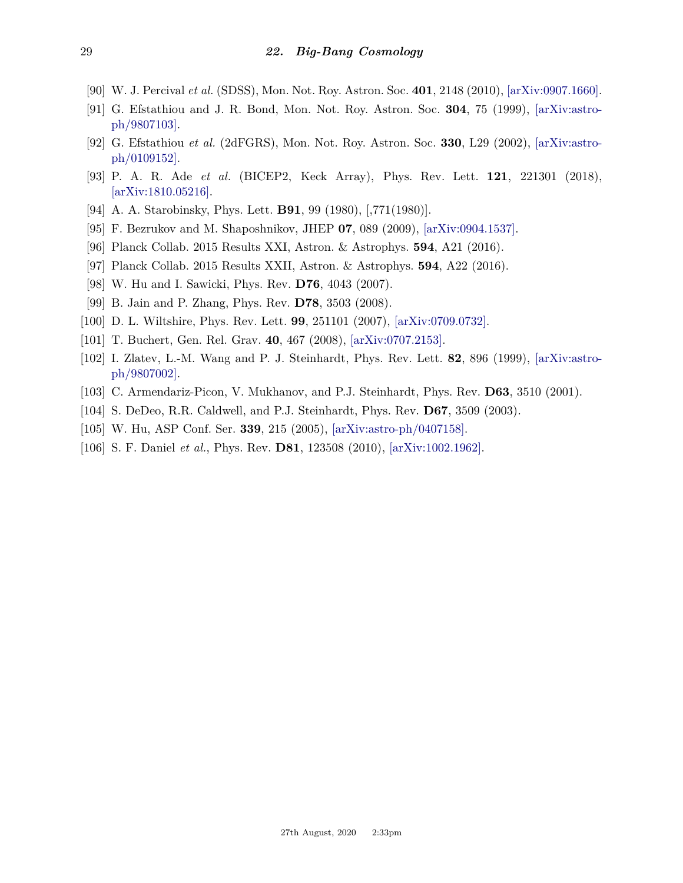[90] W. J. Percival *et al.* (SDSS), Mon. Not. Roy. Astron. Soc. **401**, 2148 (2010), [arXiv:0907.1660].

[91] G. Efstathiou and J. R. Bond, Mon. Not. Roy. Astron. Soc. **304**, 75 (1999), [arXiv:astro-ph/9807103].

[92] G. Efstathiou *et al.* (2dFGRS), Mon. Not. Roy. Astron. Soc. **330**, L29 (2002), [arXiv:astro-ph/0109152].

[93] P. A. R. Ade *et al.* (BICEP2, Keck Array), Phys. Rev. Lett. **121**, 221301 (2018), [arXiv:1810.05216].

[94] A. A. Starobinsky, Phys. Lett. **B91**, 99 (1980), [,771(1980)].

[95] F. Bezrukov and M. Shaposhnikov, JHEP **07**, 089 (2009), [arXiv:0904.1537].

[96] Planck Collab. 2015 Results XXI, Astron. & Astrophys. **594**, A21 (2016).

[97] Planck Collab. 2015 Results XXII, Astron. & Astrophys. **594**, A22 (2016).

[98] W. Hu and I. Sawicki, Phys. Rev. **D76**, 4043 (2007).

[99] B. Jain and P. Zhang, Phys. Rev. **D78**, 3503 (2008).

[100] D. L. Wiltshire, Phys. Rev. Lett. **99**, 251101 (2007), [arXiv:0709.0732].

[101] T. Buchert, Gen. Rel. Grav. **40**, 467 (2008), [arXiv:0707.2153].

[102] I. Zlatev, L.-M. Wang and P. J. Steinhardt, Phys. Rev. Lett. **82**, 896 (1999), [arXiv:astro-ph/9807002].

[103] C. Armendariz-Picon, V. Mukhanov, and P.J. Steinhardt, Phys. Rev. **D63**, 3510 (2001).

[104] S. DeDeo, R.R. Caldwell, and P.J. Steinhardt, Phys. Rev. **D67**, 3509 (2003).

[105] W. Hu, ASP Conf. Ser. **339**, 215 (2005), [arXiv:astro-ph/0407158].

[106] S. F. Daniel *et al.*, Phys. Rev. **D81**, 123508 (2010), [arXiv:1002.1962].